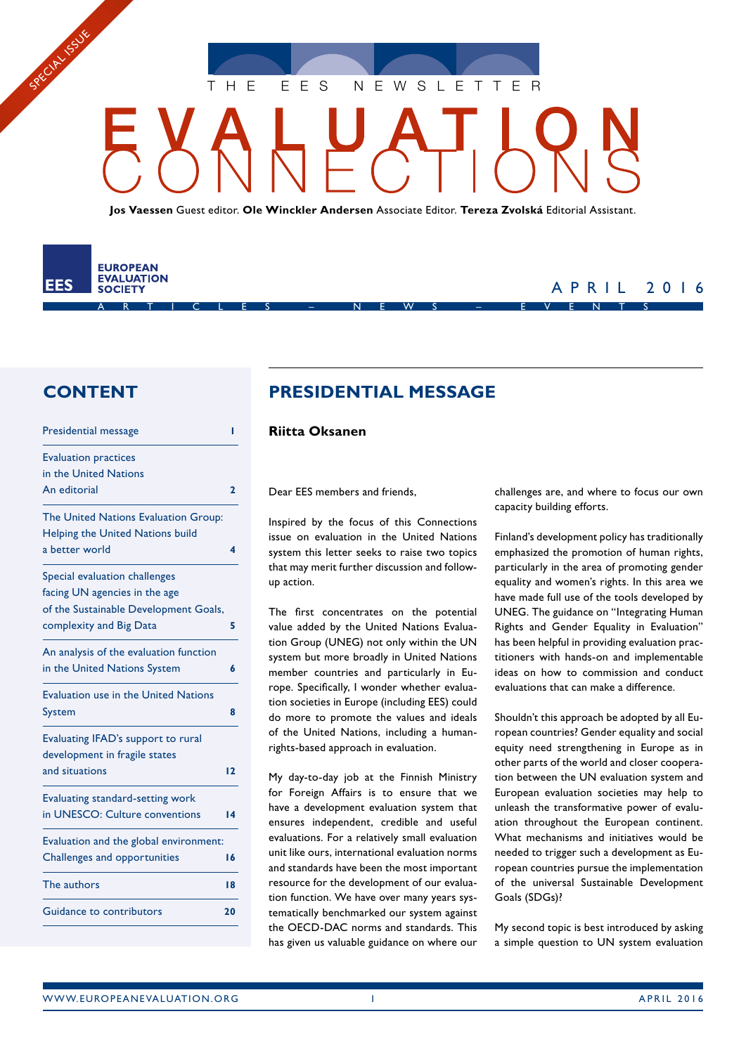SPECIAL ISSUE

THE EES NEWSLETTER

# EVALUATION CONNECTIONS

**Jos Vaessen** Guest editor. **Ole Winckler Andersen** Associate Editor. **Tereza Zvolská** Editorial Assistant.

EES EUROPEAN EVALUATION SOCIETY

APRIL 2016

ARTICLES – NEWS – EVENTS

## CONTENT

| | |
|---|---|
| Presidential message | 1 |
| Evaluation practices in the United Nations An editorial | 2 |
| The United Nations Evaluation Group: Helping the United Nations build a better world | 4 |
| Special evaluation challenges facing UN agencies in the age of the Sustainable Development Goals, complexity and Big Data | 5 |
| An analysis of the evaluation function in the United Nations System | 6 |
| Evaluation use in the United Nations System | 8 |
| Evaluating IFAD's support to rural development in fragile states and situations | 12 |
| Evaluating standard-setting work in UNESCO: Culture conventions | 14 |
| Evaluation and the global environment: Challenges and opportunities | 16 |
| The authors | 18 |
| Guidance to contributors | 20 |

## PRESIDENTIAL MESSAGE

**Riitta Oksanen**

Dear EES members and friends,

Inspired by the focus of this Connections issue on evaluation in the United Nations system this letter seeks to raise two topics that may merit further discussion and follow-up action.

The first concentrates on the potential value added by the United Nations Evaluation Group (UNEG) not only within the UN system but more broadly in United Nations member countries and particularly in Europe. Specifically, I wonder whether evaluation societies in Europe (including EES) could do more to promote the values and ideals of the United Nations, including a human-rights-based approach in evaluation.

My day-to-day job at the Finnish Ministry for Foreign Affairs is to ensure that we have a development evaluation system that ensures independent, credible and useful evaluations. For a relatively small evaluation unit like ours, international evaluation norms and standards have been the most important resource for the development of our evaluation function. We have over many years systematically benchmarked our system against the OECD-DAC norms and standards. This has given us valuable guidance on where our challenges are, and where to focus our own capacity building efforts.

Finland's development policy has traditionally emphasized the promotion of human rights, particularly in the area of promoting gender equality and women's rights. In this area we have made full use of the tools developed by UNEG. The guidance on "Integrating Human Rights and Gender Equality in Evaluation" has been helpful in providing evaluation practitioners with hands-on and implementable ideas on how to commission and conduct evaluations that can make a difference.

Shouldn't this approach be adopted by all European countries? Gender equality and social equity need strengthening in Europe as in other parts of the world and closer cooperation between the UN evaluation system and European evaluation societies may help to unleash the transformative power of evaluation throughout the European continent. What mechanisms and initiatives would be needed to trigger such a development as European countries pursue the implementation of the universal Sustainable Development Goals (SDGs)?

My second topic is best introduced by asking a simple question to UN system evaluation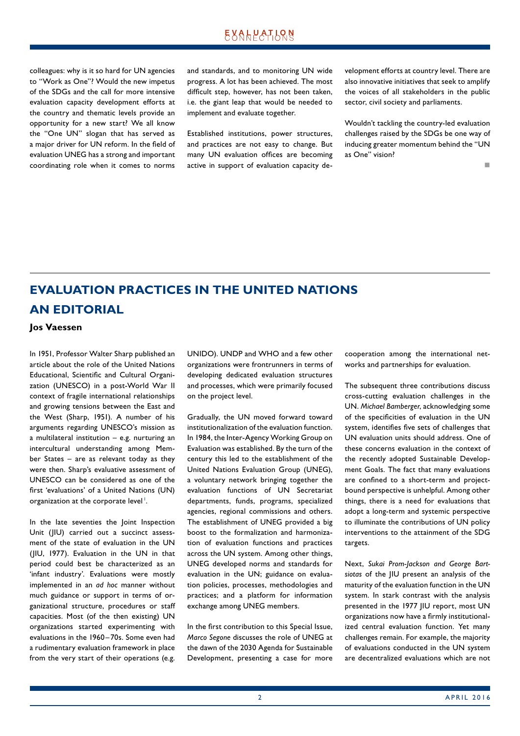colleagues: why is it so hard for UN agencies to "Work as One"? Would the new impetus of the SDGs and the call for more intensive evaluation capacity development efforts at the country and thematic levels provide an opportunity for a new start? We all know the "One UN" slogan that has served as a major driver for UN reform. In the field of evaluation UNEG has a strong and important coordinating role when it comes to norms and standards, and to monitoring UN wide progress. A lot has been achieved. The most difficult step, however, has not been taken, i.e. the giant leap that would be needed to implement and evaluate together.

Established institutions, power structures, and practices are not easy to change. But many UN evaluation offices are becoming active in support of evaluation capacity development efforts at country level. There are also innovative initiatives that seek to amplify the voices of all stakeholders in the public sector, civil society and parliaments.

Wouldn't tackling the country-led evaluation challenges raised by the SDGs be one way of inducing greater momentum behind the "UN as One" vision?

■

## EVALUATION PRACTICES IN THE UNITED NATIONS AN EDITORIAL

**Jos Vaessen**

In 1951, Professor Walter Sharp published an article about the role of the United Nations Educational, Scientific and Cultural Organization (UNESCO) in a post-World War II context of fragile international relationships and growing tensions between the East and the West (Sharp, 1951). A number of his arguments regarding UNESCO's mission as a multilateral institution – e.g. nurturing an intercultural understanding among Member States – are as relevant today as they were then. Sharp's evaluative assessment of UNESCO can be considered as one of the first 'evaluations' of a United Nations (UN) organization at the corporate level [1].

In the late seventies the Joint Inspection Unit (JIU) carried out a succinct assessment of the state of evaluation in the UN (JIU, 1977). Evaluation in the UN in that period could best be characterized as an 'infant industry'. Evaluations were mostly implemented in an *ad hoc* manner without much guidance or support in terms of organizational structure, procedures or staff capacities. Most (of the then existing) UN organizations started experimenting with evaluations in the 1960–70s. Some even had a rudimentary evaluation framework in place from the very start of their operations (e.g. UNIDO). UNDP and WHO and a few other organizations were frontrunners in terms of developing dedicated evaluation structures and processes, which were primarily focused on the project level.

Gradually, the UN moved forward toward institutionalization of the evaluation function. In 1984, the Inter-Agency Working Group on Evaluation was established. By the turn of the century this led to the establishment of the United Nations Evaluation Group (UNEG), a voluntary network bringing together the evaluation functions of UN Secretariat departments, funds, programs, specialized agencies, regional commissions and others. The establishment of UNEG provided a big boost to the formalization and harmonization of evaluation functions and practices across the UN system. Among other things, UNEG developed norms and standards for evaluation in the UN; guidance on evaluation policies, processes, methodologies and practices; and a platform for information exchange among UNEG members.

In the first contribution to this Special Issue, *Marco Segone* discusses the role of UNEG at the dawn of the 2030 Agenda for Sustainable Development, presenting a case for more cooperation among the international networks and partnerships for evaluation.

The subsequent three contributions discuss cross-cutting evaluation challenges in the UN. *Michael Bamberger*, acknowledging some of the specificities of evaluation in the UN system, identifies five sets of challenges that UN evaluation units should address. One of these concerns evaluation in the context of the recently adopted Sustainable Development Goals. The fact that many evaluations are confined to a short-term and project-bound perspective is unhelpful. Among other things, there is a need for evaluations that adopt a long-term and systemic perspective to illuminate the contributions of UN policy interventions to the attainment of the SDG targets.

Next, *Sukai Prom-Jackson and George Bartsiotas* of the JIU present an analysis of the maturity of the evaluation function in the UN system. In stark contrast with the analysis presented in the 1977 JIU report, most UN organizations now have a firmly institutionalized central evaluation function. Yet many challenges remain. For example, the majority of evaluations conducted in the UN system are decentralized evaluations which are not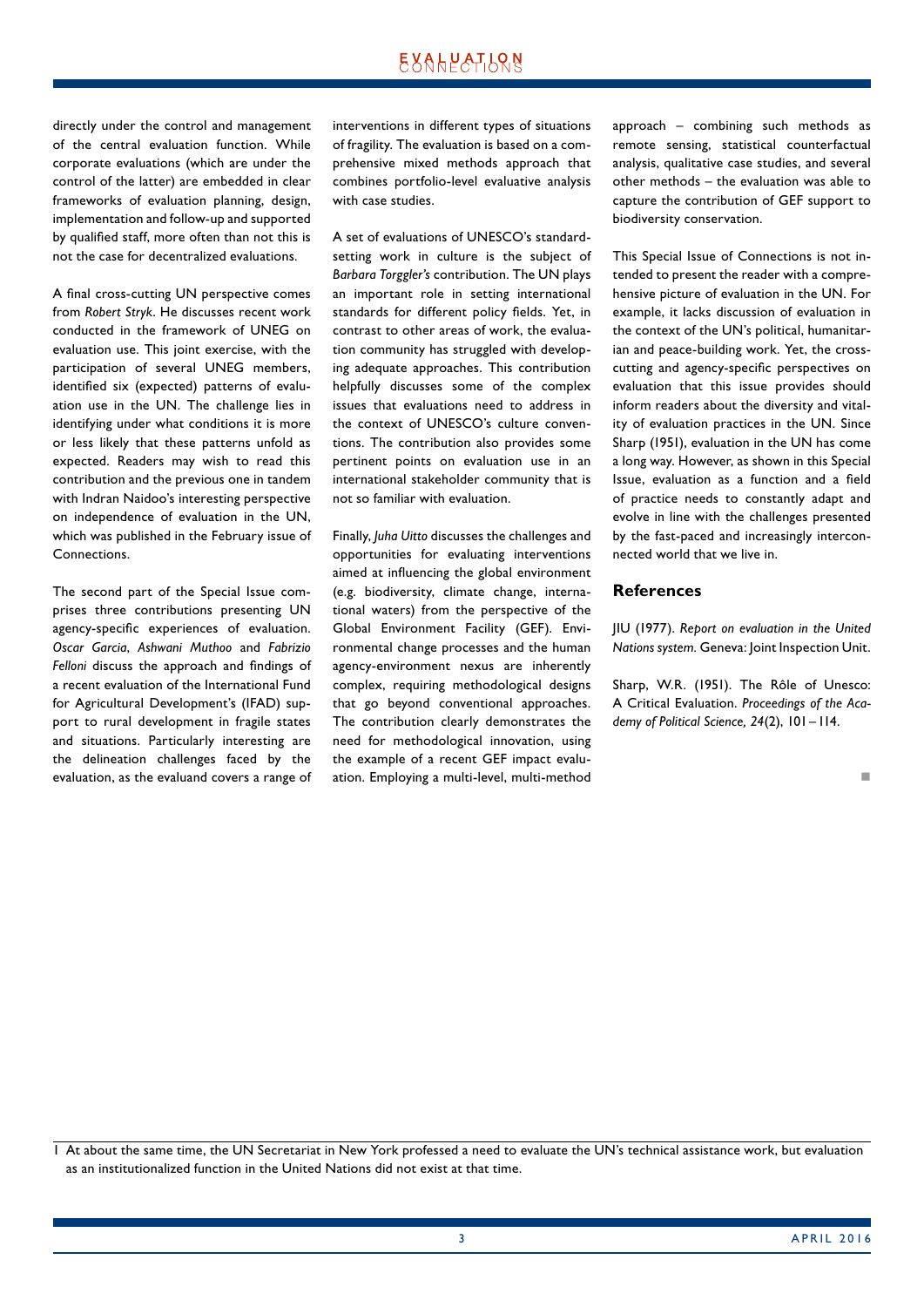directly under the control and management of the central evaluation function. While corporate evaluations (which are under the control of the latter) are embedded in clear frameworks of evaluation planning, design, implementation and follow-up and supported by qualified staff, more often than not this is not the case for decentralized evaluations.

A final cross-cutting UN perspective comes from *Robert Stryk*. He discusses recent work conducted in the framework of UNEG on evaluation use. This joint exercise, with the participation of several UNEG members, identified six (expected) patterns of evaluation use in the UN. The challenge lies in identifying under what conditions it is more or less likely that these patterns unfold as expected. Readers may wish to read this contribution and the previous one in tandem with Indran Naidoo's interesting perspective on independence of evaluation in the UN, which was published in the February issue of Connections.

The second part of the Special Issue comprises three contributions presenting UN agency-specific experiences of evaluation. *Oscar Garcia*, *Ashwani Muthoo* and *Fabrizio Felloni* discuss the approach and findings of a recent evaluation of the International Fund for Agricultural Development's (IFAD) support to rural development in fragile states and situations. Particularly interesting are the delineation challenges faced by the evaluation, as the evaluand covers a range of interventions in different types of situations of fragility. The evaluation is based on a comprehensive mixed methods approach that combines portfolio-level evaluative analysis with case studies.

A set of evaluations of UNESCO's standard-setting work in culture is the subject of *Barbara Torggler's* contribution. The UN plays an important role in setting international standards for different policy fields. Yet, in contrast to other areas of work, the evaluation community has struggled with developing adequate approaches. This contribution helpfully discusses some of the complex issues that evaluations need to address in the context of UNESCO's culture conventions. The contribution also provides some pertinent points on evaluation use in an international stakeholder community that is not so familiar with evaluation.

Finally, *Juha Uitto* discusses the challenges and opportunities for evaluating interventions aimed at influencing the global environment (e.g. biodiversity, climate change, international waters) from the perspective of the Global Environment Facility (GEF). Environmental change processes and the human agency-environment nexus are inherently complex, requiring methodological designs that go beyond conventional approaches. The contribution clearly demonstrates the need for methodological innovation, using the example of a recent GEF impact evaluation. Employing a multi-level, multi-method approach – combining such methods as remote sensing, statistical counterfactual analysis, qualitative case studies, and several other methods – the evaluation was able to capture the contribution of GEF support to biodiversity conservation.

This Special Issue of Connections is not intended to present the reader with a comprehensive picture of evaluation in the UN. For example, it lacks discussion of evaluation in the context of the UN's political, humanitarian and peace-building work. Yet, the cross-cutting and agency-specific perspectives on evaluation that this issue provides should inform readers about the diversity and vitality of evaluation practices in the UN. Since Sharp (1951), evaluation in the UN has come a long way. However, as shown in this Special Issue, evaluation as a function and a field of practice needs to constantly adapt and evolve in line with the challenges presented by the fast-paced and increasingly interconnected world that we live in.

## References

JIU (1977). *Report on evaluation in the United Nations system.* Geneva: Joint Inspection Unit.

Sharp, W.R. (1951). The Rôle of Unesco: A Critical Evaluation. *Proceedings of the Academy of Political Science, 24*(2), 101 – 114.

---

1 At about the same time, the UN Secretariat in New York professed a need to evaluate the UN's technical assistance work, but evaluation as an institutionalized function in the United Nations did not exist at that time.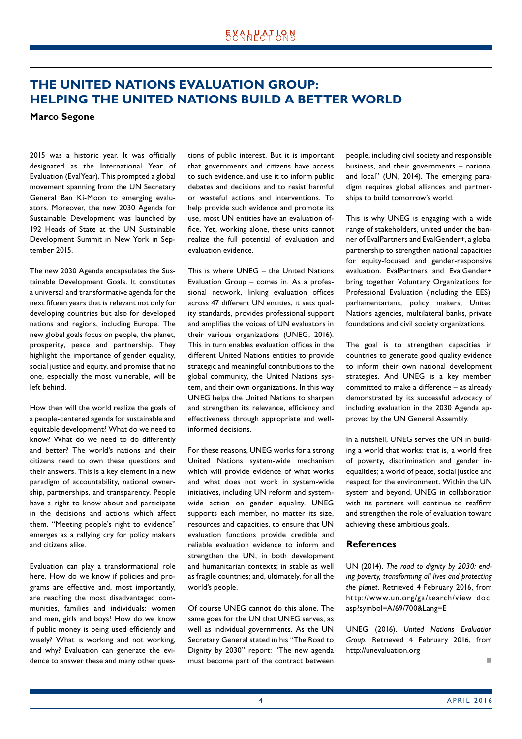# THE UNITED NATIONS EVALUATION GROUP: HELPING THE UNITED NATIONS BUILD A BETTER WORLD

**Marco Segone**

2015 was a historic year. It was officially designated as the International Year of Evaluation (EvalYear). This prompted a global movement spanning from the UN Secretary General Ban Ki-Moon to emerging evaluators. Moreover, the new 2030 Agenda for Sustainable Development was launched by 192 Heads of State at the UN Sustainable Development Summit in New York in September 2015.

The new 2030 Agenda encapsulates the Sustainable Development Goals. It constitutes a universal and transformative agenda for the next fifteen years that is relevant not only for developing countries but also for developed nations and regions, including Europe. The new global goals focus on people, the planet, prosperity, peace and partnership. They highlight the importance of gender equality, social justice and equity, and promise that no one, especially the most vulnerable, will be left behind.

How then will the world realize the goals of a people-centered agenda for sustainable and equitable development? What do we need to know? What do we need to do differently and better? The world's nations and their citizens need to own these questions and their answers. This is a key element in a new paradigm of accountability, national ownership, partnerships, and transparency. People have a right to know about and participate in the decisions and actions which affect them. "Meeting people's right to evidence" emerges as a rallying cry for policy makers and citizens alike.

Evaluation can play a transformational role here. How do we know if policies and programs are effective and, most importantly, are reaching the most disadvantaged communities, families and individuals: women and men, girls and boys? How do we know if public money is being used efficiently and wisely? What is working and not working, and why? Evaluation can generate the evidence to answer these and many other questions of public interest. But it is important that governments and citizens have access to such evidence, and use it to inform public debates and decisions and to resist harmful or wasteful actions and interventions. To help provide such evidence and promote its use, most UN entities have an evaluation office. Yet, working alone, these units cannot realize the full potential of evaluation and evaluation evidence.

This is where UNEG – the United Nations Evaluation Group – comes in. As a professional network, linking evaluation offices across 47 different UN entities, it sets quality standards, provides professional support and amplifies the voices of UN evaluators in their various organizations (UNEG, 2016). This in turn enables evaluation offices in the different United Nations entities to provide strategic and meaningful contributions to the global community, the United Nations system, and their own organizations. In this way UNEG helps the United Nations to sharpen and strengthen its relevance, efficiency and effectiveness through appropriate and well-informed decisions.

For these reasons, UNEG works for a strong United Nations system-wide mechanism which will provide evidence of what works and what does not work in system-wide initiatives, including UN reform and system-wide action on gender equality. UNEG supports each member, no matter its size, resources and capacities, to ensure that UN evaluation functions provide credible and reliable evaluation evidence to inform and strengthen the UN, in both development and humanitarian contexts; in stable as well as fragile countries; and, ultimately, for all the world's people.

Of course UNEG cannot do this alone. The same goes for the UN that UNEG serves, as well as individual governments. As the UN Secretary General stated in his "The Road to Dignity by 2030" report: "The new agenda must become part of the contract between people, including civil society and responsible business, and their governments – national and local" (UN, 2014). The emerging paradigm requires global alliances and partnerships to build tomorrow's world.

This is why UNEG is engaging with a wide range of stakeholders, united under the banner of EvalPartners and EvalGender+, a global partnership to strengthen national capacities for equity-focused and gender-responsive evaluation. EvalPartners and EvalGender+ bring together Voluntary Organizations for Professional Evaluation (including the EES), parliamentarians, policy makers, United Nations agencies, multilateral banks, private foundations and civil society organizations.

The goal is to strengthen capacities in countries to generate good quality evidence to inform their own national development strategies. And UNEG is a key member, committed to make a difference – as already demonstrated by its successful advocacy of including evaluation in the 2030 Agenda approved by the UN General Assembly.

In a nutshell, UNEG serves the UN in building a world that works: that is, a world free of poverty, discrimination and gender inequalities; a world of peace, social justice and respect for the environment. Within the UN system and beyond, UNEG in collaboration with its partners will continue to reaffirm and strengthen the role of evaluation toward achieving these ambitious goals.

## References

UN (2014). *The road to dignity by 2030: ending poverty, transforming all lives and protecting the planet.* Retrieved 4 February 2016, from http://www.un.org/ga/search/view_doc.asp?symbol=A/69/700&Lang=E

UNEG (2016). *United Nations Evaluation Group.* Retrieved 4 February 2016, from http://unevaluation.org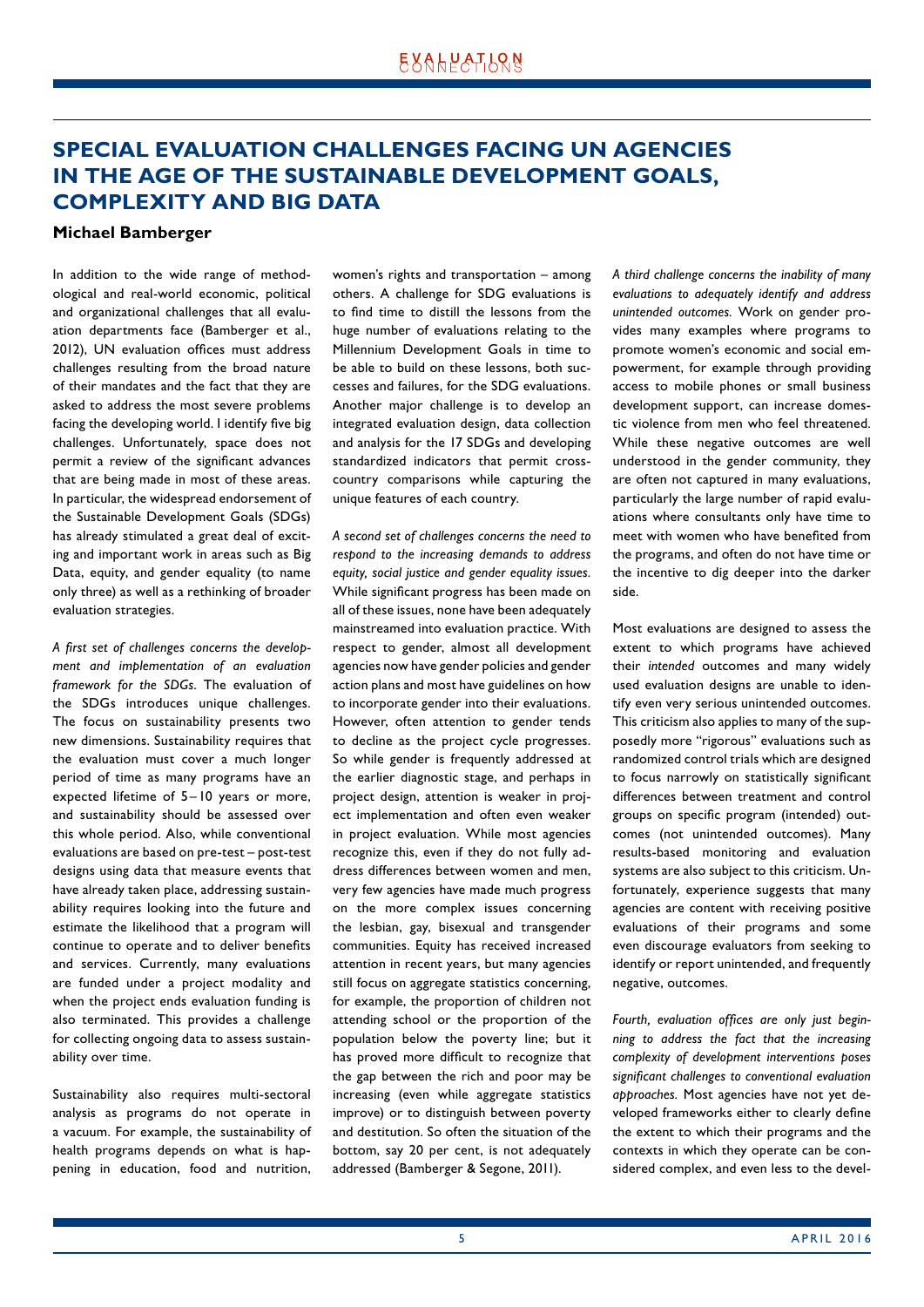## SPECIAL EVALUATION CHALLENGES FACING UN AGENCIES IN THE AGE OF THE SUSTAINABLE DEVELOPMENT GOALS, COMPLEXITY AND BIG DATA

**Michael Bamberger**

In addition to the wide range of methodological and real-world economic, political and organizational challenges that all evaluation departments face (Bamberger et al., 2012), UN evaluation offices must address challenges resulting from the broad nature of their mandates and the fact that they are asked to address the most severe problems facing the developing world. I identify five big challenges. Unfortunately, space does not permit a review of the significant advances that are being made in most of these areas. In particular, the widespread endorsement of the Sustainable Development Goals (SDGs) has already stimulated a great deal of exciting and important work in areas such as Big Data, equity, and gender equality (to name only three) as well as a rethinking of broader evaluation strategies.

*A first set of challenges concerns the development and implementation of an evaluation framework for the SDGs.* The evaluation of the SDGs introduces unique challenges. The focus on sustainability presents two new dimensions. Sustainability requires that the evaluation must cover a much longer period of time as many programs have an expected lifetime of 5–10 years or more, and sustainability should be assessed over this whole period. Also, while conventional evaluations are based on pre-test – post-test designs using data that measure events that have already taken place, addressing sustainability requires looking into the future and estimate the likelihood that a program will continue to operate and to deliver benefits and services. Currently, many evaluations are funded under a project modality and when the project ends evaluation funding is also terminated. This provides a challenge for collecting ongoing data to assess sustainability over time.

Sustainability also requires multi-sectoral analysis as programs do not operate in a vacuum. For example, the sustainability of health programs depends on what is happening in education, food and nutrition, women's rights and transportation – among others. A challenge for SDG evaluations is to find time to distill the lessons from the huge number of evaluations relating to the Millennium Development Goals in time to be able to build on these lessons, both successes and failures, for the SDG evaluations. Another major challenge is to develop an integrated evaluation design, data collection and analysis for the 17 SDGs and developing standardized indicators that permit cross-country comparisons while capturing the unique features of each country.

*A second set of challenges concerns the need to respond to the increasing demands to address equity, social justice and gender equality issues.* While significant progress has been made on all of these issues, none have been adequately mainstreamed into evaluation practice. With respect to gender, almost all development agencies now have gender policies and gender action plans and most have guidelines on how to incorporate gender into their evaluations. However, often attention to gender tends to decline as the project cycle progresses. So while gender is frequently addressed at the earlier diagnostic stage, and perhaps in project design, attention is weaker in project implementation and often even weaker in project evaluation. While most agencies recognize this, even if they do not fully address differences between women and men, very few agencies have made much progress on the more complex issues concerning the lesbian, gay, bisexual and transgender communities. Equity has received increased attention in recent years, but many agencies still focus on aggregate statistics concerning, for example, the proportion of children not attending school or the proportion of the population below the poverty line; but it has proved more difficult to recognize that the gap between the rich and poor may be increasing (even while aggregate statistics improve) or to distinguish between poverty and destitution. So often the situation of the bottom, say 20 per cent, is not adequately addressed (Bamberger & Segone, 2011).

*A third challenge concerns the inability of many evaluations to adequately identify and address unintended outcomes.* Work on gender provides many examples where programs to promote women's economic and social empowerment, for example through providing access to mobile phones or small business development support, can increase domestic violence from men who feel threatened. While these negative outcomes are well understood in the gender community, they are often not captured in many evaluations, particularly the large number of rapid evaluations where consultants only have time to meet with women who have benefited from the programs, and often do not have time or the incentive to dig deeper into the darker side.

Most evaluations are designed to assess the extent to which programs have achieved their *intended* outcomes and many widely used evaluation designs are unable to identify even very serious unintended outcomes. This criticism also applies to many of the supposedly more "rigorous" evaluations such as randomized control trials which are designed to focus narrowly on statistically significant differences between treatment and control groups on specific program (intended) outcomes (not unintended outcomes). Many results-based monitoring and evaluation systems are also subject to this criticism. Unfortunately, experience suggests that many agencies are content with receiving positive evaluations of their programs and some even discourage evaluators from seeking to identify or report unintended, and frequently negative, outcomes.

*Fourth, evaluation offices are only just beginning to address the fact that the increasing complexity of development interventions poses significant challenges to conventional evaluation approaches.* Most agencies have not yet developed frameworks either to clearly define the extent to which their programs and the contexts in which they operate can be considered complex, and even less to the devel-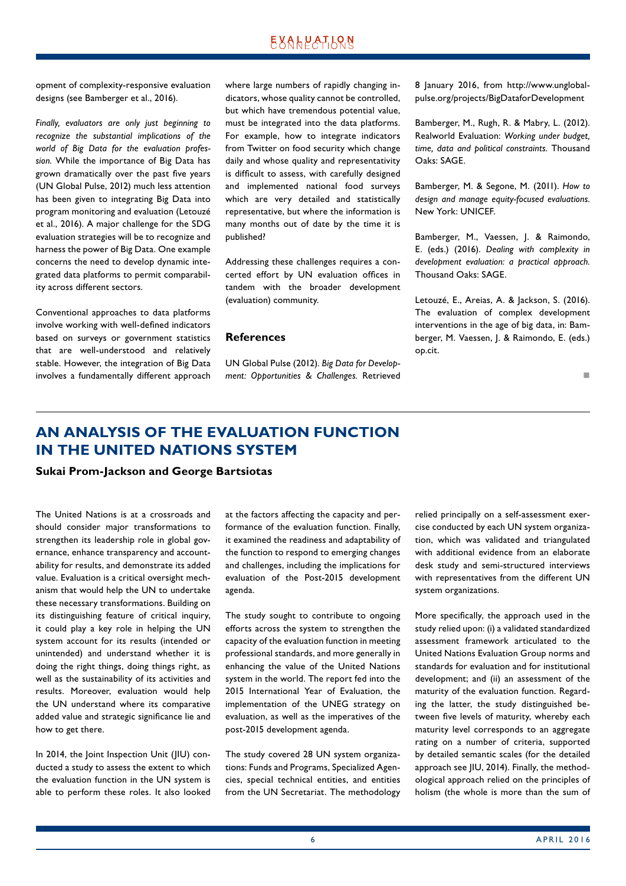opment of complexity-responsive evaluation designs (see Bamberger et al., 2016).

*Finally, evaluators are only just beginning to recognize the substantial implications of the world of Big Data for the evaluation profession.* While the importance of Big Data has grown dramatically over the past five years (UN Global Pulse, 2012) much less attention has been given to integrating Big Data into program monitoring and evaluation (Letouzé et al., 2016). A major challenge for the SDG evaluation strategies will be to recognize and harness the power of Big Data. One example concerns the need to develop dynamic integrated data platforms to permit comparability across different sectors.

Conventional approaches to data platforms involve working with well-defined indicators based on surveys or government statistics that are well-understood and relatively stable. However, the integration of Big Data involves a fundamentally different approach where large numbers of rapidly changing indicators, whose quality cannot be controlled, but which have tremendous potential value, must be integrated into the data platforms. For example, how to integrate indicators from Twitter on food security which change daily and whose quality and representativity is difficult to assess, with carefully designed and implemented national food surveys which are very detailed and statistically representative, but where the information is many months out of date by the time it is published?

Addressing these challenges requires a concerted effort by UN evaluation offices in tandem with the broader development (evaluation) community.

### References

UN Global Pulse (2012). *Big Data for Development: Opportunities & Challenges.* Retrieved 8 January 2016, from http://www.unglobalpulse.org/projects/BigDataforDevelopment

Bamberger, M., Rugh, R. & Mabry, L. (2012). Realworld Evaluation: *Working under budget, time, data and political constraints.* Thousand Oaks: SAGE.

Bamberger, M. & Segone, M. (2011). *How to design and manage equity-focused evaluations.* New York: UNICEF.

Bamberger, M., Vaessen, J. & Raimondo, E. (eds.) (2016). *Dealing with complexity in development evaluation: a practical approach.* Thousand Oaks: SAGE.

Letouzé, E., Areias, A. & Jackson, S. (2016). The evaluation of complex development interventions in the age of big data, in: Bamberger, M. Vaessen, J. & Raimondo, E. (eds.) op.cit.

## AN ANALYSIS OF THE EVALUATION FUNCTION IN THE UNITED NATIONS SYSTEM

**Sukai Prom-Jackson and George Bartsiotas**

The United Nations is at a crossroads and should consider major transformations to strengthen its leadership role in global governance, enhance transparency and accountability for results, and demonstrate its added value. Evaluation is a critical oversight mechanism that would help the UN to undertake these necessary transformations. Building on its distinguishing feature of critical inquiry, it could play a key role in helping the UN system account for its results (intended or unintended) and understand whether it is doing the right things, doing things right, as well as the sustainability of its activities and results. Moreover, evaluation would help the UN understand where its comparative added value and strategic significance lie and how to get there.

In 2014, the Joint Inspection Unit (JIU) conducted a study to assess the extent to which the evaluation function in the UN system is able to perform these roles. It also looked at the factors affecting the capacity and performance of the evaluation function. Finally, it examined the readiness and adaptability of the function to respond to emerging changes and challenges, including the implications for evaluation of the Post-2015 development agenda.

The study sought to contribute to ongoing efforts across the system to strengthen the capacity of the evaluation function in meeting professional standards, and more generally in enhancing the value of the United Nations system in the world. The report fed into the 2015 International Year of Evaluation, the implementation of the UNEG strategy on evaluation, as well as the imperatives of the post-2015 development agenda.

The study covered 28 UN system organizations: Funds and Programs, Specialized Agencies, special technical entities, and entities from the UN Secretariat. The methodology relied principally on a self-assessment exercise conducted by each UN system organization, which was validated and triangulated with additional evidence from an elaborate desk study and semi-structured interviews with representatives from the different UN system organizations.

More specifically, the approach used in the study relied upon: (i) a validated standardized assessment framework articulated to the United Nations Evaluation Group norms and standards for evaluation and for institutional development; and (ii) an assessment of the maturity of the evaluation function. Regarding the latter, the study distinguished between five levels of maturity, whereby each maturity level corresponds to an aggregate rating on a number of criteria, supported by detailed semantic scales (for the detailed approach see JIU, 2014). Finally, the methodological approach relied on the principles of holism (the whole is more than the sum of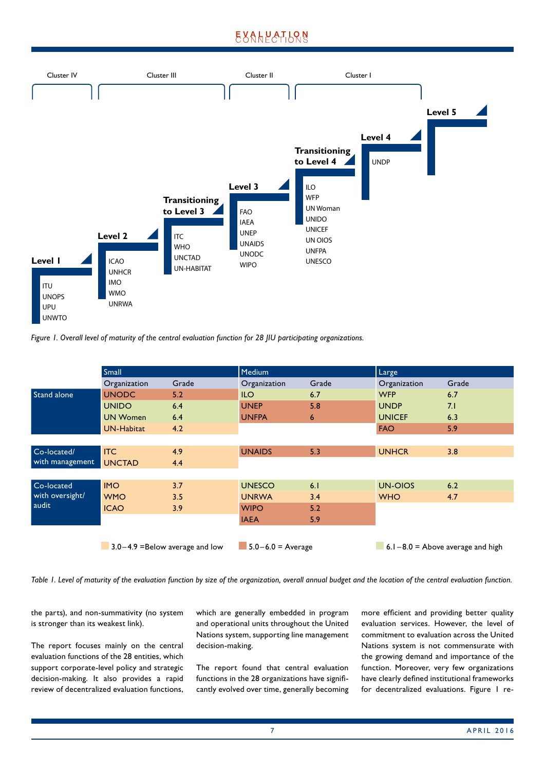Cluster IV | Cluster III | Cluster II | Cluster I

**Level 1**
ITU
UNOPS
UPU
UNWTO

**Level 2**
ICAO
UNHCR
IMO
WMO
UNRWA

**Transitioning to Level 3**
ITC
WHO
UNCTAD
UN-HABITAT

**Level 3**
FAO
IAEA
UNEP
UNAIDS
UNODC
WIPO

**Transitioning to Level 4**
ILO
WFP
UN Woman
UNIDO
UNICEF
UN OIOS
UNFPA
UNESCO

**Level 4**
UNDP

**Level 5**

*Figure 1. Overall level of maturity of the central evaluation function for 28 JIU participating organizations.*

| | Small | | Medium | | Large | |
|---|---|---|---|---|---|---|
| | Organization | Grade | Organization | Grade | Organization | Grade |
| Stand alone | UNODC | 5.2 | ILO | 6.7 | WFP | 6.7 |
| | UNIDO | 6.4 | UNEP | 5.8 | UNDP | 7.1 |
| | UN Women | 6.4 | UNFPA | 6 | UNICEF | 6.3 |
| | UN-Habitat | 4.2 | | | FAO | 5.9 |
| Co-located/ with management | ITC | 4.9 | UNAIDS | 5.3 | UNHCR | 3.8 |
| | UNCTAD | 4.4 | | | | |
| Co-located with oversight/ audit | IMO | 3.7 | UNESCO | 6.1 | UN-OIOS | 6.2 |
| | WMO | 3.5 | UNRWA | 3.4 | WHO | 4.7 |
| | ICAO | 3.9 | WIPO | 5.2 | | |
| | | | IAEA | 5.9 | | |

3.0–4.9 = Below average and low; 5.0–6.0 = Average; 6.1–8.0 = Above average and high

*Table 1. Level of maturity of the evaluation function by size of the organization, overall annual budget and the location of the central evaluation function.*

the parts), and non-summativity (no system is stronger than its weakest link).

The report focuses mainly on the central evaluation functions of the 28 entities, which support corporate-level policy and strategic decision-making. It also provides a rapid review of decentralized evaluation functions, which are generally embedded in program and operational units throughout the United Nations system, supporting line management decision-making.

The report found that central evaluation functions in the 28 organizations have significantly evolved over time, generally becoming more efficient and providing better quality evaluation services. However, the level of commitment to evaluation across the United Nations system is not commensurate with the growing demand and importance of the function. Moreover, very few organizations have clearly defined institutional frameworks for decentralized evaluations. Figure 1 re-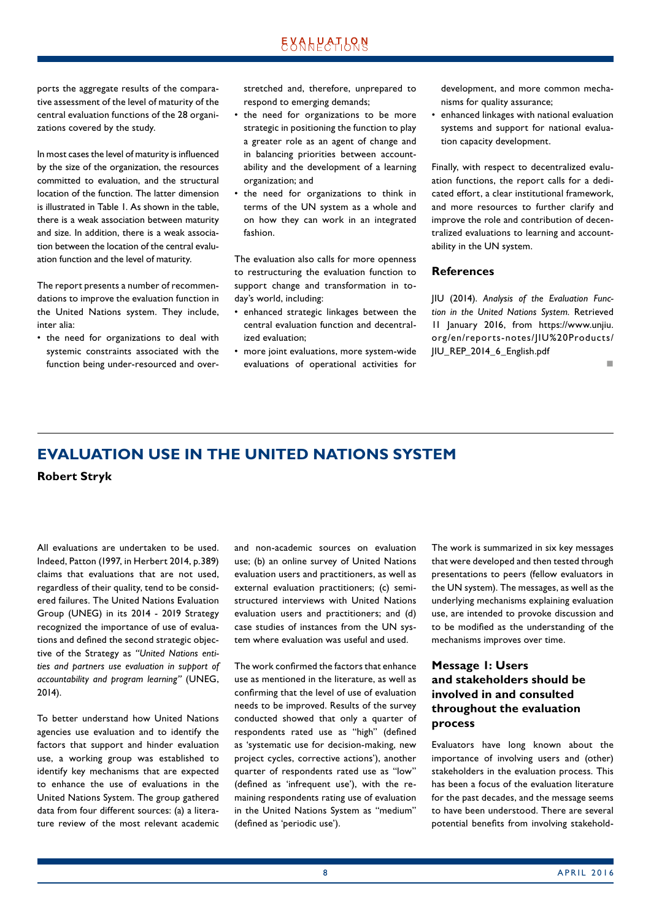ports the aggregate results of the comparative assessment of the level of maturity of the central evaluation functions of the 28 organizations covered by the study.

In most cases the level of maturity is influenced by the size of the organization, the resources committed to evaluation, and the structural location of the function. The latter dimension is illustrated in Table 1. As shown in the table, there is a weak association between maturity and size. In addition, there is a weak association between the location of the central evaluation function and the level of maturity.

The report presents a number of recommendations to improve the evaluation function in the United Nations system. They include, inter alia:

- the need for organizations to deal with systemic constraints associated with the function being under-resourced and overstretched and, therefore, unprepared to respond to emerging demands;
- the need for organizations to be more strategic in positioning the function to play a greater role as an agent of change and in balancing priorities between accountability and the development of a learning organization; and
- the need for organizations to think in terms of the UN system as a whole and on how they can work in an integrated fashion.

The evaluation also calls for more openness to restructuring the evaluation function to support change and transformation in today's world, including:

- enhanced strategic linkages between the central evaluation function and decentralized evaluation;
- more joint evaluations, more system-wide evaluations of operational activities for development, and more common mechanisms for quality assurance;
- enhanced linkages with national evaluation systems and support for national evaluation capacity development.

Finally, with respect to decentralized evaluation functions, the report calls for a dedicated effort, a clear institutional framework, and more resources to further clarify and improve the role and contribution of decentralized evaluations to learning and accountability in the UN system.

### References

JIU (2014). *Analysis of the Evaluation Function in the United Nations System.* Retrieved 11 January 2016, from https://www.unjiu.org/en/reports-notes/JIU%20Products/JIU_REP_2014_6_English.pdf

# EVALUATION USE IN THE UNITED NATIONS SYSTEM

**Robert Stryk**

All evaluations are undertaken to be used. Indeed, Patton (1997, in Herbert 2014, p.389) claims that evaluations that are not used, regardless of their quality, tend to be considered failures. The United Nations Evaluation Group (UNEG) in its 2014 - 2019 Strategy recognized the importance of use of evaluations and defined the second strategic objective of the Strategy as *"United Nations entities and partners use evaluation in support of accountability and program learning"* (UNEG, 2014).

To better understand how United Nations agencies use evaluation and to identify the factors that support and hinder evaluation use, a working group was established to identify key mechanisms that are expected to enhance the use of evaluations in the United Nations System. The group gathered data from four different sources: (a) a literature review of the most relevant academic and non-academic sources on evaluation use; (b) an online survey of United Nations evaluation users and practitioners, as well as external evaluation practitioners; (c) semi-structured interviews with United Nations evaluation users and practitioners; and (d) case studies of instances from the UN system where evaluation was useful and used.

The work confirmed the factors that enhance use as mentioned in the literature, as well as confirming that the level of use of evaluation needs to be improved. Results of the survey conducted showed that only a quarter of respondents rated use as "high" (defined as 'systematic use for decision-making, new project cycles, corrective actions'), another quarter of respondents rated use as "low" (defined as 'infrequent use'), with the remaining respondents rating use of evaluation in the United Nations System as "medium" (defined as 'periodic use').

The work is summarized in six key messages that were developed and then tested through presentations to peers (fellow evaluators in the UN system). The messages, as well as the underlying mechanisms explaining evaluation use, are intended to provoke discussion and to be modified as the understanding of the mechanisms improves over time.

### Message 1: Users and stakeholders should be involved in and consulted throughout the evaluation process

Evaluators have long known about the importance of involving users and (other) stakeholders in the evaluation process. This has been a focus of the evaluation literature for the past decades, and the message seems to have been understood. There are several potential benefits from involving stakehold-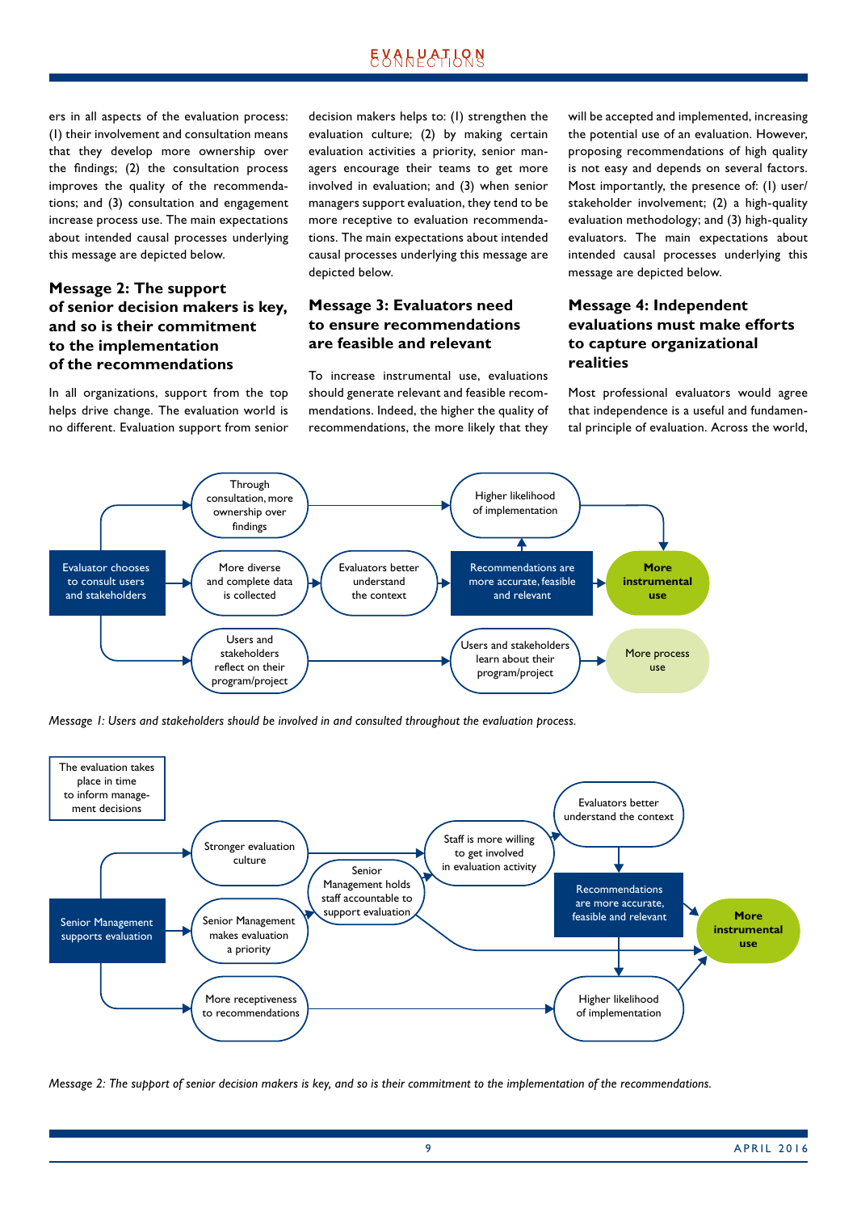ers in all aspects of the evaluation process: (1) their involvement and consultation means that they develop more ownership over the findings; (2) the consultation process improves the quality of the recommendations; and (3) consultation and engagement increase process use. The main expectations about intended causal processes underlying this message are depicted below.

### Message 2: The support of senior decision makers is key, and so is their commitment to the implementation of the recommendations

In all organizations, support from the top helps drive change. The evaluation world is no different. Evaluation support from senior decision makers helps to: (1) strengthen the evaluation culture; (2) by making certain evaluation activities a priority, senior managers encourage their teams to get more involved in evaluation; and (3) when senior managers support evaluation, they tend to be more receptive to evaluation recommendations. The main expectations about intended causal processes underlying this message are depicted below.

### Message 3: Evaluators need to ensure recommendations are feasible and relevant

To increase instrumental use, evaluations should generate relevant and feasible recommendations. Indeed, the higher the quality of recommendations, the more likely that they will be accepted and implemented, increasing the potential use of an evaluation. However, proposing recommendations of high quality is not easy and depends on several factors. Most importantly, the presence of: (1) user/stakeholder involvement; (2) a high-quality evaluation methodology; and (3) high-quality evaluators. The main expectations about intended causal processes underlying this message are depicted below.

### Message 4: Independent evaluations must make efforts to capture organizational realities

Most professional evaluators would agree that independence is a useful and fundamental principle of evaluation. Across the world,

Evaluator chooses to consult users and stakeholders → Through consultation, more ownership over findings → Higher likelihood of implementation → More instrumental use

Evaluator chooses to consult users and stakeholders → More diverse and complete data is collected → Evaluators better understand the context → Recommendations are more accurate, feasible and relevant → More instrumental use

Evaluator chooses to consult users and stakeholders → Users and stakeholders reflect on their program/project → Users and stakeholders learn about their program/project → More process use

*Message 1: Users and stakeholders should be involved in and consulted throughout the evaluation process.*

The evaluation takes place in time to inform management decisions

Senior Management supports evaluation → Stronger evaluation culture → Staff is more willing to get involved in evaluation activity → Evaluators better understand the context → Recommendations are more accurate, feasible and relevant → More instrumental use

Senior Management supports evaluation → Senior Management makes evaluation a priority → Senior Management holds staff accountable to support evaluation → Staff is more willing to get involved in evaluation activity; → More instrumental use

Senior Management supports evaluation → More receptiveness to recommendations → Higher likelihood of implementation → More instrumental use

*Message 2: The support of senior decision makers is key, and so is their commitment to the implementation of the recommendations.*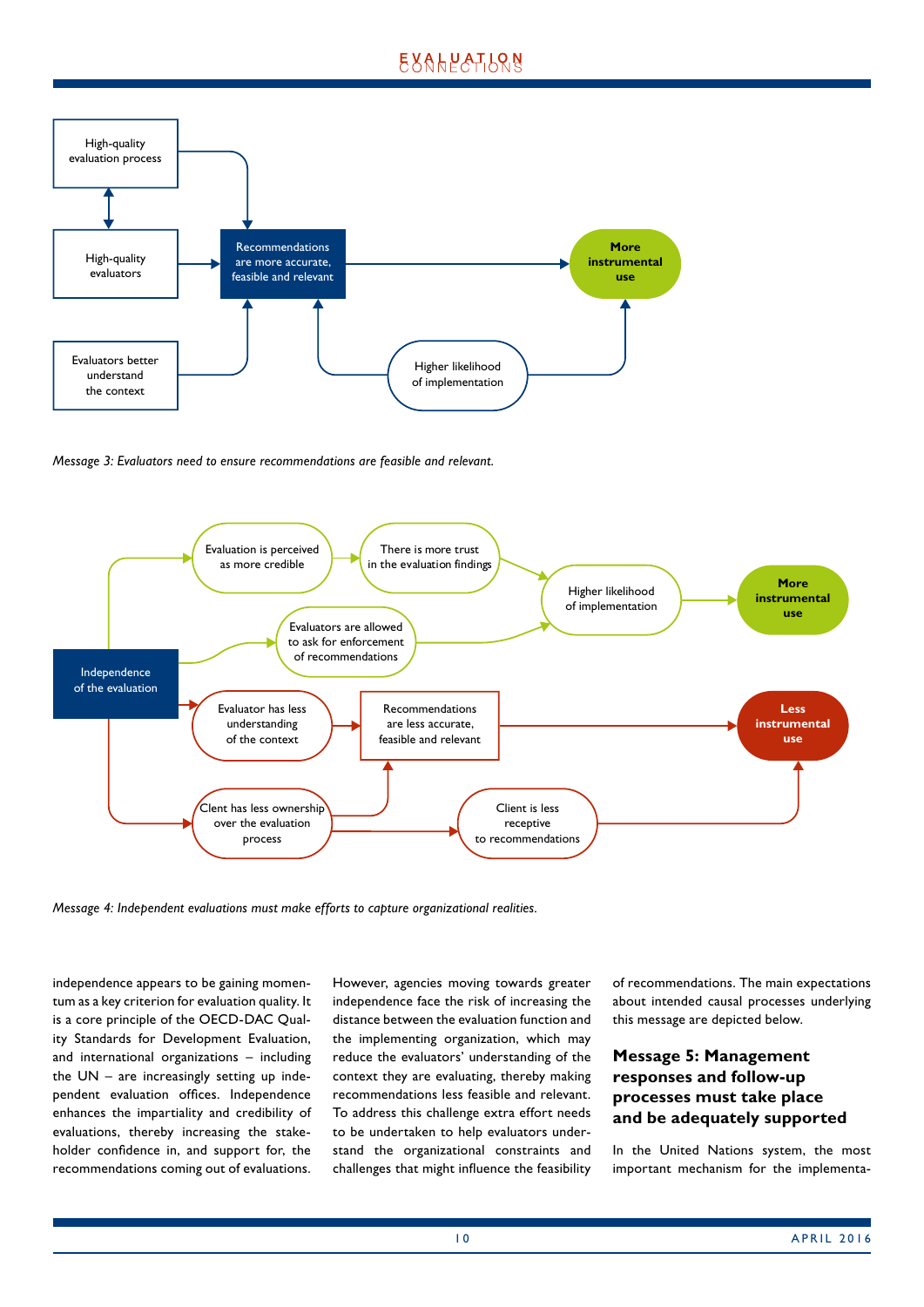High-quality evaluation process

High-quality evaluators

Evaluators better understand the context

Recommendations are more accurate, feasible and relevant

Higher likelihood of implementation

More instrumental use

*Message 3: Evaluators need to ensure recommendations are feasible and relevant.*

Independence of the evaluation

Evaluation is perceived as more credible

There is more trust in the evaluation findings

Evaluators are allowed to ask for enforcement of recommendations

Higher likelihood of implementation

More instrumental use

Evaluator has less understanding of the context

Recommendations are less accurate, feasible and relevant

Less instrumental use

Clent has less ownership over the evaluation process

Client is less receptive to recommendations

*Message 4: Independent evaluations must make efforts to capture organizational realities.*

independence appears to be gaining momentum as a key criterion for evaluation quality. It is a core principle of the OECD-DAC Quality Standards for Development Evaluation, and international organizations – including the UN – are increasingly setting up independent evaluation offices. Independence enhances the impartiality and credibility of evaluations, thereby increasing the stakeholder confidence in, and support for, the recommendations coming out of evaluations. However, agencies moving towards greater independence face the risk of increasing the distance between the evaluation function and the implementing organization, which may reduce the evaluators' understanding of the context they are evaluating, thereby making recommendations less feasible and relevant. To address this challenge extra effort needs to be undertaken to help evaluators understand the organizational constraints and challenges that might influence the feasibility of recommendations. The main expectations about intended causal processes underlying this message are depicted below.

## Message 5: Management responses and follow-up processes must take place and be adequately supported

In the United Nations system, the most important mechanism for the implementa-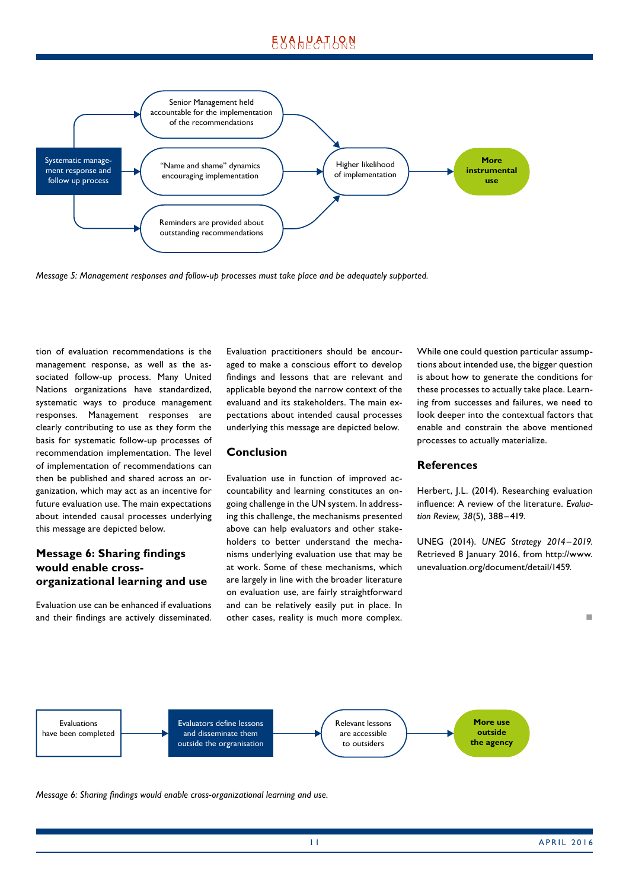Senior Management held accountable for the implementation of the recommendations

Systematic management response and follow up process

"Name and shame" dynamics encouraging implementation

Higher likelihood of implementation

**More instrumental use**

Reminders are provided about outstanding recommendations

*Message 5: Management responses and follow-up processes must take place and be adequately supported.*

tion of evaluation recommendations is the management response, as well as the associated follow-up process. Many United Nations organizations have standardized, systematic ways to produce management responses. Management responses are clearly contributing to use as they form the basis for systematic follow-up processes of recommendation implementation. The level of implementation of recommendations can then be published and shared across an organization, which may act as an incentive for future evaluation use. The main expectations about intended causal processes underlying this message are depicted below.

## Message 6: Sharing findings would enable cross-organizational learning and use

Evaluation use can be enhanced if evaluations and their findings are actively disseminated. Evaluation practitioners should be encouraged to make a conscious effort to develop findings and lessons that are relevant and applicable beyond the narrow context of the evaluand and its stakeholders. The main expectations about intended causal processes underlying this message are depicted below.

## Conclusion

Evaluation use in function of improved accountability and learning constitutes an ongoing challenge in the UN system. In addressing this challenge, the mechanisms presented above can help evaluators and other stakeholders to better understand the mechanisms underlying evaluation use that may be at work. Some of these mechanisms, which are largely in line with the broader literature on evaluation use, are fairly straightforward and can be relatively easily put in place. In other cases, reality is much more complex. While one could question particular assumptions about intended use, the bigger question is about how to generate the conditions for these processes to actually take place. Learning from successes and failures, we need to look deeper into the contextual factors that enable and constrain the above mentioned processes to actually materialize.

## References

Herbert, J.L. (2014). Researching evaluation influence: A review of the literature. *Evaluation Review, 38*(5), 388–419.

UNEG (2014). *UNEG Strategy 2014–2019.* Retrieved 8 January 2016, from http://www.unevaluation.org/document/detail/1459.

Evaluations have been completed

Evaluators define lessons and disseminate them outside the orgranisation

Relevant lessons are accessible to outsiders

**More use outside the agency**

*Message 6: Sharing findings would enable cross-organizational learning and use.*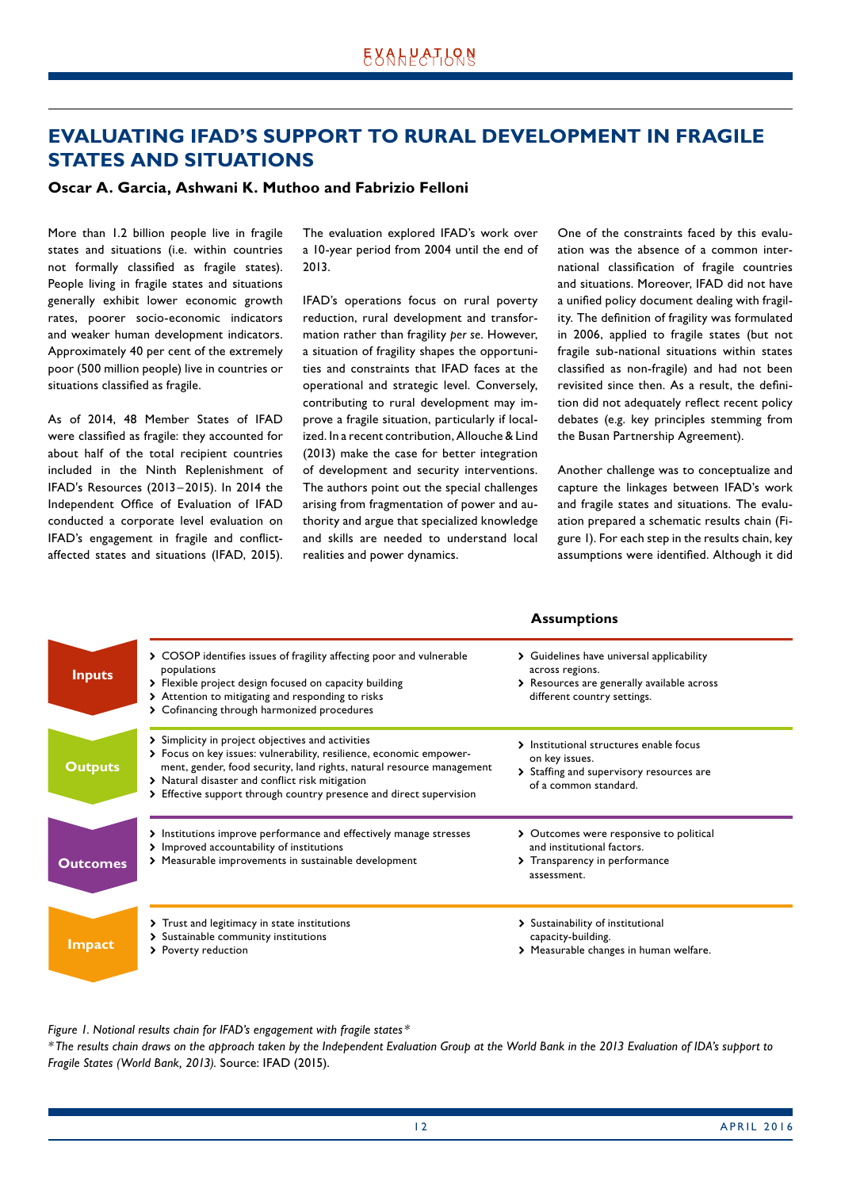## EVALUATING IFAD'S SUPPORT TO RURAL DEVELOPMENT IN FRAGILE STATES AND SITUATIONS

**Oscar A. Garcia, Ashwani K. Muthoo and Fabrizio Felloni**

More than 1.2 billion people live in fragile states and situations (i.e. within countries not formally classified as fragile states). People living in fragile states and situations generally exhibit lower economic growth rates, poorer socio-economic indicators and weaker human development indicators. Approximately 40 per cent of the extremely poor (500 million people) live in countries or situations classified as fragile.

As of 2014, 48 Member States of IFAD were classified as fragile: they accounted for about half of the total recipient countries included in the Ninth Replenishment of IFAD's Resources (2013–2015). In 2014 the Independent Office of Evaluation of IFAD conducted a corporate level evaluation on IFAD's engagement in fragile and conflict-affected states and situations (IFAD, 2015).

The evaluation explored IFAD's work over a 10-year period from 2004 until the end of 2013.

IFAD's operations focus on rural poverty reduction, rural development and transformation rather than fragility *per se*. However, a situation of fragility shapes the opportunities and constraints that IFAD faces at the operational and strategic level. Conversely, contributing to rural development may improve a fragile situation, particularly if localized. In a recent contribution, Allouche & Lind (2013) make the case for better integration of development and security interventions. The authors point out the special challenges arising from fragmentation of power and authority and argue that specialized knowledge and skills are needed to understand local realities and power dynamics.

One of the constraints faced by this evaluation was the absence of a common international classification of fragile countries and situations. Moreover, IFAD did not have a unified policy document dealing with fragility. The definition of fragility was formulated in 2006, applied to fragile states (but not fragile sub-national situations within states classified as non-fragile) and had not been revisited since then. As a result, the definition did not adequately reflect recent policy debates (e.g. key principles stemming from the Busan Partnership Agreement).

Another challenge was to conceptualize and capture the linkages between IFAD's work and fragile states and situations. The evaluation prepared a schematic results chain (Figure 1). For each step in the results chain, key assumptions were identified. Although it did

| | | Assumptions |
|---|---|---|
| **Inputs** | › COSOP identifies issues of fragility affecting poor and vulnerable populations<br>› Flexible project design focused on capacity building<br>› Attention to mitigating and responding to risks<br>› Cofinancing through harmonized procedures | › Guidelines have universal applicability across regions.<br>› Resources are generally available across different country settings. |
| **Outputs** | › Simplicity in project objectives and activities<br>› Focus on key issues: vulnerability, resilience, economic empowerment, gender, food security, land rights, natural resource management<br>› Natural disaster and conflict risk mitigation<br>› Effective support through country presence and direct supervision | › Institutional structures enable focus on key issues.<br>› Staffing and supervisory resources are of a common standard. |
| **Outcomes** | › Institutions improve performance and effectively manage stresses<br>› Improved accountability of institutions<br>› Measurable improvements in sustainable development | › Outcomes were responsive to political and institutional factors.<br>› Transparency in performance assessment. |
| **Impact** | › Trust and legitimacy in state institutions<br>› Sustainable community institutions<br>› Poverty reduction | › Sustainability of institutional capacity-building.<br>› Measurable changes in human welfare. |

*Figure 1. Notional results chain for IFAD's engagement with fragile states\**

*\*The results chain draws on the approach taken by the Independent Evaluation Group at the World Bank in the 2013 Evaluation of IDA's support to Fragile States (World Bank, 2013).* Source: IFAD (2015).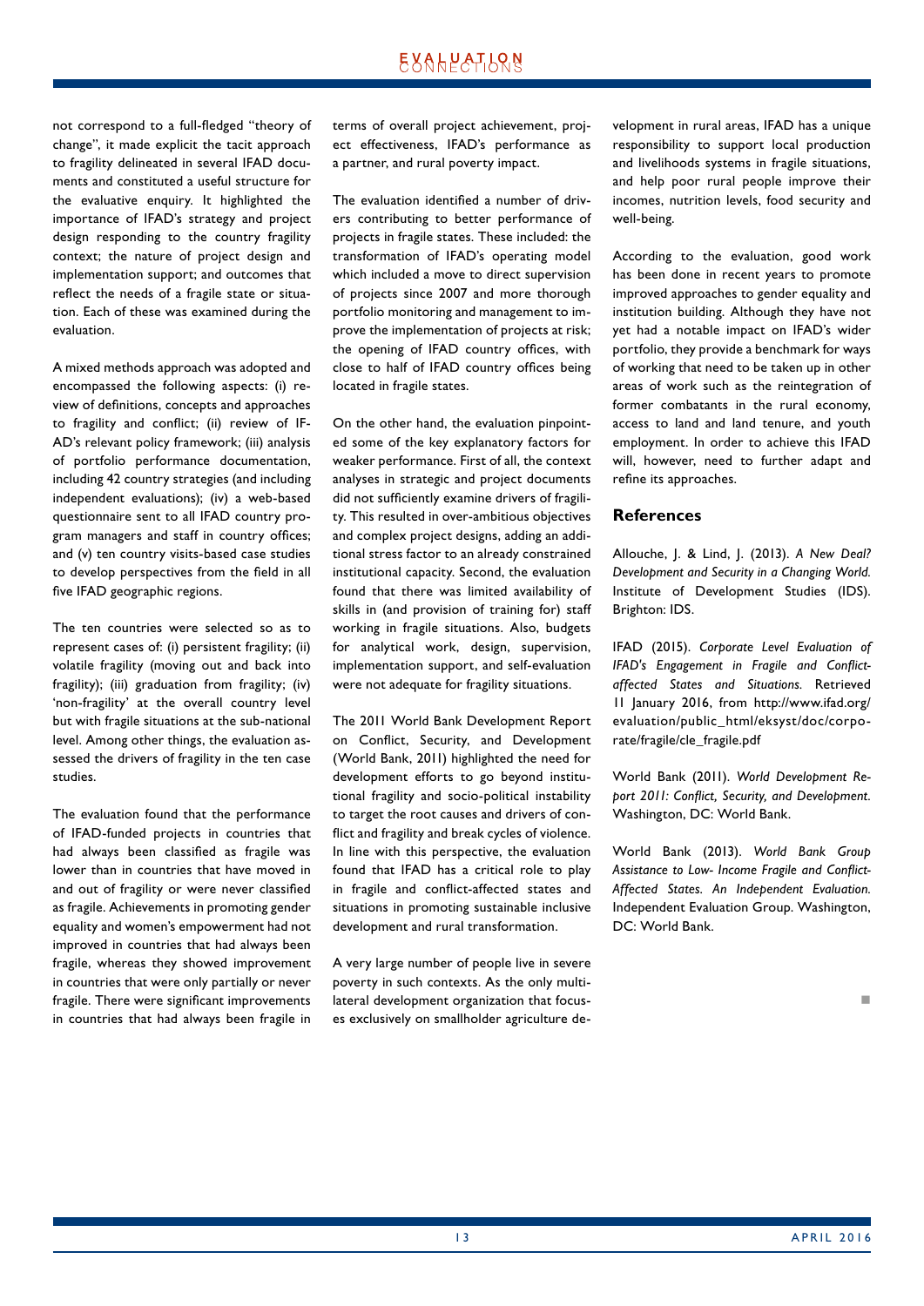not correspond to a full-fledged "theory of change", it made explicit the tacit approach to fragility delineated in several IFAD documents and constituted a useful structure for the evaluative enquiry. It highlighted the importance of IFAD's strategy and project design responding to the country fragility context; the nature of project design and implementation support; and outcomes that reflect the needs of a fragile state or situation. Each of these was examined during the evaluation.

A mixed methods approach was adopted and encompassed the following aspects: (i) review of definitions, concepts and approaches to fragility and conflict; (ii) review of IFAD's relevant policy framework; (iii) analysis of portfolio performance documentation, including 42 country strategies (and including independent evaluations); (iv) a web-based questionnaire sent to all IFAD country program managers and staff in country offices; and (v) ten country visits-based case studies to develop perspectives from the field in all five IFAD geographic regions.

The ten countries were selected so as to represent cases of: (i) persistent fragility; (ii) volatile fragility (moving out and back into fragility); (iii) graduation from fragility; (iv) 'non-fragility' at the overall country level but with fragile situations at the sub-national level. Among other things, the evaluation assessed the drivers of fragility in the ten case studies.

The evaluation found that the performance of IFAD-funded projects in countries that had always been classified as fragile was lower than in countries that have moved in and out of fragility or were never classified as fragile. Achievements in promoting gender equality and women's empowerment had not improved in countries that had always been fragile, whereas they showed improvement in countries that were only partially or never fragile. There were significant improvements in countries that had always been fragile in terms of overall project achievement, project effectiveness, IFAD's performance as a partner, and rural poverty impact.

The evaluation identified a number of drivers contributing to better performance of projects in fragile states. These included: the transformation of IFAD's operating model which included a move to direct supervision of projects since 2007 and more thorough portfolio monitoring and management to improve the implementation of projects at risk; the opening of IFAD country offices, with close to half of IFAD country offices being located in fragile states.

On the other hand, the evaluation pinpointed some of the key explanatory factors for weaker performance. First of all, the context analyses in strategic and project documents did not sufficiently examine drivers of fragility. This resulted in over-ambitious objectives and complex project designs, adding an additional stress factor to an already constrained institutional capacity. Second, the evaluation found that there was limited availability of skills in (and provision of training for) staff working in fragile situations. Also, budgets for analytical work, design, supervision, implementation support, and self-evaluation were not adequate for fragility situations.

The 2011 World Bank Development Report on Conflict, Security, and Development (World Bank, 2011) highlighted the need for development efforts to go beyond institutional fragility and socio-political instability to target the root causes and drivers of conflict and fragility and break cycles of violence. In line with this perspective, the evaluation found that IFAD has a critical role to play in fragile and conflict-affected states and situations in promoting sustainable inclusive development and rural transformation.

A very large number of people live in severe poverty in such contexts. As the only multilateral development organization that focuses exclusively on smallholder agriculture development in rural areas, IFAD has a unique responsibility to support local production and livelihoods systems in fragile situations, and help poor rural people improve their incomes, nutrition levels, food security and well-being.

According to the evaluation, good work has been done in recent years to promote improved approaches to gender equality and institution building. Although they have not yet had a notable impact on IFAD's wider portfolio, they provide a benchmark for ways of working that need to be taken up in other areas of work such as the reintegration of former combatants in the rural economy, access to land and land tenure, and youth employment. In order to achieve this IFAD will, however, need to further adapt and refine its approaches.

## References

Allouche, J. & Lind, J. (2013). *A New Deal? Development and Security in a Changing World.* Institute of Development Studies (IDS). Brighton: IDS.

IFAD (2015). *Corporate Level Evaluation of IFAD's Engagement in Fragile and Conflict-affected States and Situations.* Retrieved 11 January 2016, from http://www.ifad.org/evaluation/public_html/eksyst/doc/corporate/fragile/cle_fragile.pdf

World Bank (2011). *World Development Report 2011: Conflict, Security, and Development.* Washington, DC: World Bank.

World Bank (2013). *World Bank Group Assistance to Low- Income Fragile and Conflict-Affected States. An Independent Evaluation.* Independent Evaluation Group. Washington, DC: World Bank.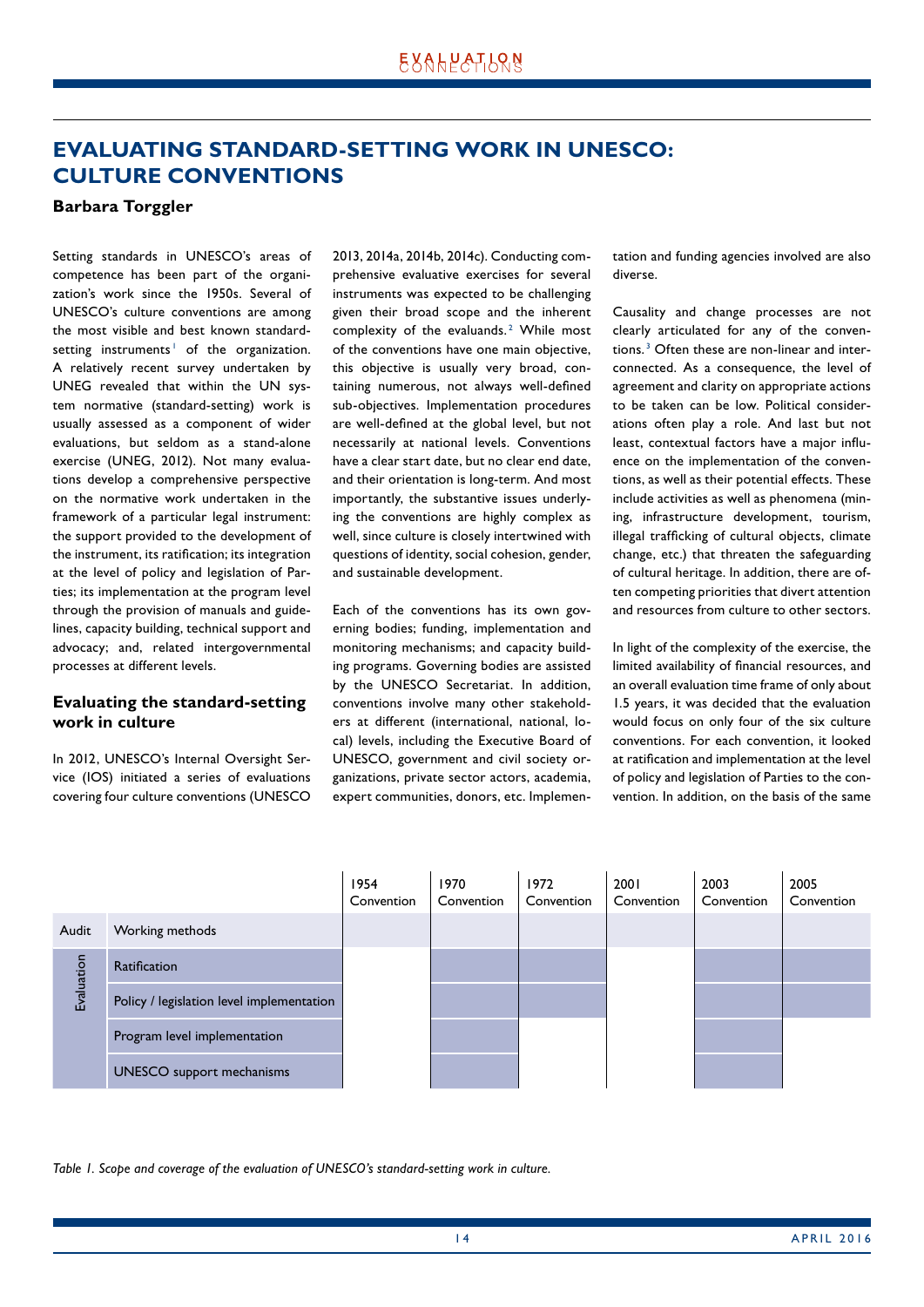# EVALUATING STANDARD-SETTING WORK IN UNESCO: CULTURE CONVENTIONS

**Barbara Torggler**

Setting standards in UNESCO's areas of competence has been part of the organization's work since the 1950s. Several of UNESCO's culture conventions are among the most visible and best known standard-setting instruments[1] of the organization. A relatively recent survey undertaken by UNEG revealed that within the UN system normative (standard-setting) work is usually assessed as a component of wider evaluations, but seldom as a stand-alone exercise (UNEG, 2012). Not many evaluations develop a comprehensive perspective on the normative work undertaken in the framework of a particular legal instrument: the support provided to the development of the instrument, its ratification; its integration at the level of policy and legislation of Parties; its implementation at the program level through the provision of manuals and guidelines, capacity building, technical support and advocacy; and, related intergovernmental processes at different levels.

## Evaluating the standard-setting work in culture

In 2012, UNESCO's Internal Oversight Service (IOS) initiated a series of evaluations covering four culture conventions (UNESCO 2013, 2014a, 2014b, 2014c). Conducting comprehensive evaluative exercises for several instruments was expected to be challenging given their broad scope and the inherent complexity of the evaluands.[2] While most of the conventions have one main objective, this objective is usually very broad, containing numerous, not always well-defined sub-objectives. Implementation procedures are well-defined at the global level, but not necessarily at national levels. Conventions have a clear start date, but no clear end date, and their orientation is long-term. And most importantly, the substantive issues underlying the conventions are highly complex as well, since culture is closely intertwined with questions of identity, social cohesion, gender, and sustainable development.

Each of the conventions has its own governing bodies; funding, implementation and monitoring mechanisms; and capacity building programs. Governing bodies are assisted by the UNESCO Secretariat. In addition, conventions involve many other stakeholders at different (international, national, local) levels, including the Executive Board of UNESCO, government and civil society organizations, private sector actors, academia, expert communities, donors, etc. Implementation and funding agencies involved are also diverse.

Causality and change processes are not clearly articulated for any of the conventions.[3] Often these are non-linear and interconnected. As a consequence, the level of agreement and clarity on appropriate actions to be taken can be low. Political considerations often play a role. And last but not least, contextual factors have a major influence on the implementation of the conventions, as well as their potential effects. These include activities as well as phenomena (mining, infrastructure development, tourism, illegal trafficking of cultural objects, climate change, etc.) that threaten the safeguarding of cultural heritage. In addition, there are often competing priorities that divert attention and resources from culture to other sectors.

In light of the complexity of the exercise, the limited availability of financial resources, and an overall evaluation time frame of only about 1.5 years, it was decided that the evaluation would focus on only four of the six culture conventions. For each convention, it looked at ratification and implementation at the level of policy and legislation of Parties to the convention. In addition, on the basis of the same

| | | 1954 Convention | 1970 Convention | 1972 Convention | 2001 Convention | 2003 Convention | 2005 Convention |
|---|---|---|---|---|---|---|---|
| Audit | Working methods | X | X | X | X | X | X |
| Evaluation | Ratification | | X | X | | X | X |
| | Policy / legislation level implementation | | X | X | | X | X |
| | Program level implementation | | X | | | X | |
| | UNESCO support mechanisms | | X | | | X | |

*Table 1. Scope and coverage of the evaluation of UNESCO's standard-setting work in culture.*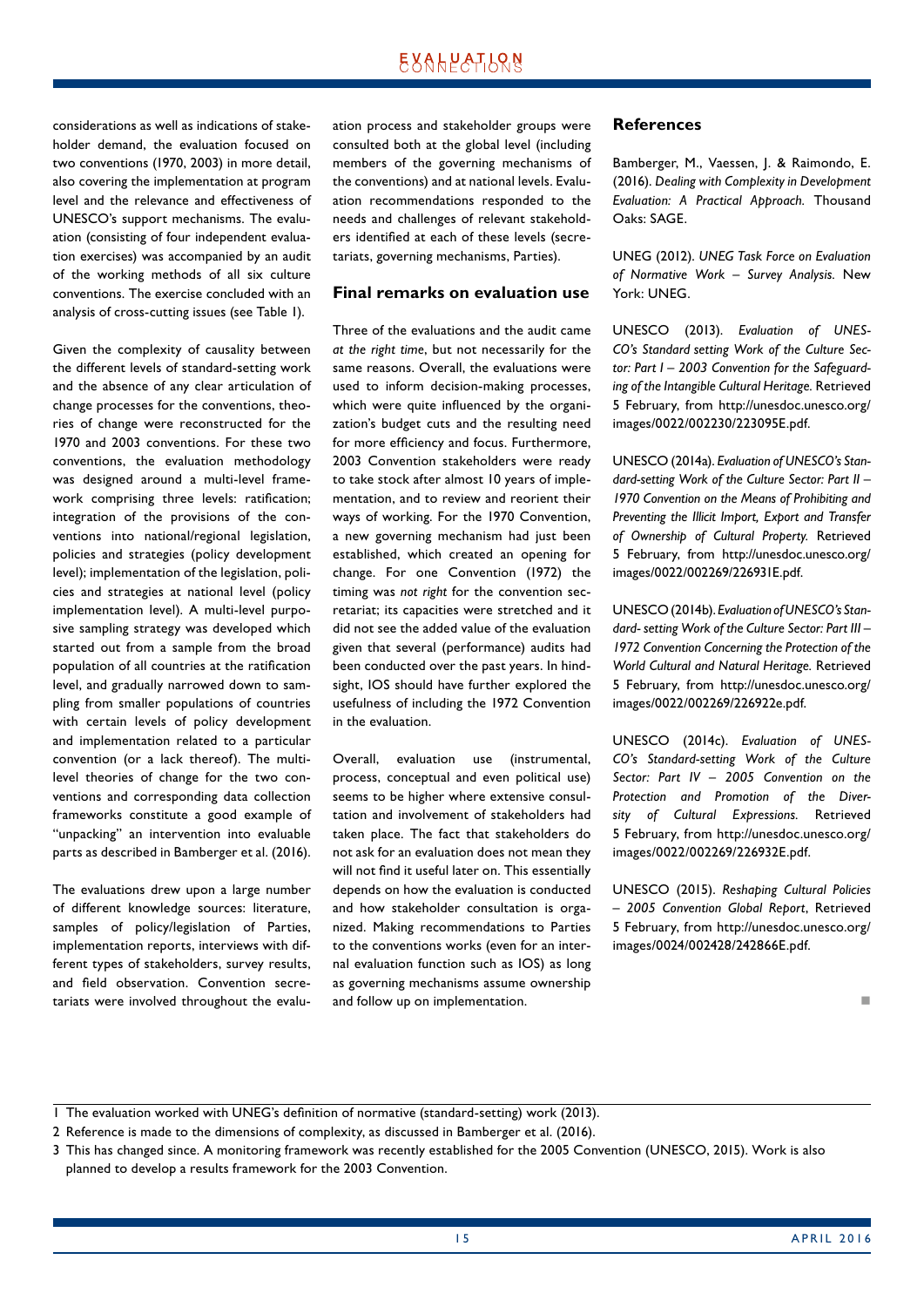considerations as well as indications of stakeholder demand, the evaluation focused on two conventions (1970, 2003) in more detail, also covering the implementation at program level and the relevance and effectiveness of UNESCO's support mechanisms. The evaluation (consisting of four independent evaluation exercises) was accompanied by an audit of the working methods of all six culture conventions. The exercise concluded with an analysis of cross-cutting issues (see Table 1).

Given the complexity of causality between the different levels of standard-setting work and the absence of any clear articulation of change processes for the conventions, theories of change were reconstructed for the 1970 and 2003 conventions. For these two conventions, the evaluation methodology was designed around a multi-level framework comprising three levels: ratification; integration of the provisions of the conventions into national/regional legislation, policies and strategies (policy development level); implementation of the legislation, policies and strategies at national level (policy implementation level). A multi-level purposive sampling strategy was developed which started out from a sample from the broad population of all countries at the ratification level, and gradually narrowed down to sampling from smaller populations of countries with certain levels of policy development and implementation related to a particular convention (or a lack thereof). The multi-level theories of change for the two conventions and corresponding data collection frameworks constitute a good example of "unpacking" an intervention into evaluable parts as described in Bamberger et al. (2016).

The evaluations drew upon a large number of different knowledge sources: literature, samples of policy/legislation of Parties, implementation reports, interviews with different types of stakeholders, survey results, and field observation. Convention secretariats were involved throughout the evaluation process and stakeholder groups were consulted both at the global level (including members of the governing mechanisms of the conventions) and at national levels. Evaluation recommendations responded to the needs and challenges of relevant stakeholders identified at each of these levels (secretariats, governing mechanisms, Parties).

## Final remarks on evaluation use

Three of the evaluations and the audit came *at the right time*, but not necessarily for the same reasons. Overall, the evaluations were used to inform decision-making processes, which were quite influenced by the organization's budget cuts and the resulting need for more efficiency and focus. Furthermore, 2003 Convention stakeholders were ready to take stock after almost 10 years of implementation, and to review and reorient their ways of working. For the 1970 Convention, a new governing mechanism had just been established, which created an opening for change. For one Convention (1972) the timing was *not right* for the convention secretariat; its capacities were stretched and it did not see the added value of the evaluation given that several (performance) audits had been conducted over the past years. In hindsight, IOS should have further explored the usefulness of including the 1972 Convention in the evaluation.

Overall, evaluation use (instrumental, process, conceptual and even political use) seems to be higher where extensive consultation and involvement of stakeholders had taken place. The fact that stakeholders do not ask for an evaluation does not mean they will not find it useful later on. This essentially depends on how the evaluation is conducted and how stakeholder consultation is organized. Making recommendations to Parties to the conventions works (even for an internal evaluation function such as IOS) as long as governing mechanisms assume ownership and follow up on implementation.

## References

Bamberger, M., Vaessen, J. & Raimondo, E. (2016). *Dealing with Complexity in Development Evaluation: A Practical Approach.* Thousand Oaks: SAGE.

UNEG (2012). *UNEG Task Force on Evaluation of Normative Work – Survey Analysis.* New York: UNEG.

UNESCO (2013). *Evaluation of UNESCO's Standard setting Work of the Culture Sector: Part I – 2003 Convention for the Safeguarding of the Intangible Cultural Heritage.* Retrieved 5 February, from http://unesdoc.unesco.org/images/0022/002230/223095E.pdf.

UNESCO (2014a). *Evaluation of UNESCO's Standard-setting Work of the Culture Sector: Part II – 1970 Convention on the Means of Prohibiting and Preventing the Illicit Import, Export and Transfer of Ownership of Cultural Property.* Retrieved 5 February, from http://unesdoc.unesco.org/images/0022/002269/226931E.pdf.

UNESCO (2014b). *Evaluation of UNESCO's Standard- setting Work of the Culture Sector: Part III – 1972 Convention Concerning the Protection of the World Cultural and Natural Heritage.* Retrieved 5 February, from http://unesdoc.unesco.org/images/0022/002269/226922e.pdf.

UNESCO (2014c). *Evaluation of UNESCO's Standard-setting Work of the Culture Sector: Part IV – 2005 Convention on the Protection and Promotion of the Diversity of Cultural Expressions.* Retrieved 5 February, from http://unesdoc.unesco.org/images/0022/002269/226932E.pdf.

UNESCO (2015). *Reshaping Cultural Policies – 2005 Convention Global Report*, Retrieved 5 February, from http://unesdoc.unesco.org/images/0024/002428/242866E.pdf.

---

1 The evaluation worked with UNEG's definition of normative (standard-setting) work (2013).

2 Reference is made to the dimensions of complexity, as discussed in Bamberger et al. (2016).

3 This has changed since. A monitoring framework was recently established for the 2005 Convention (UNESCO, 2015). Work is also planned to develop a results framework for the 2003 Convention.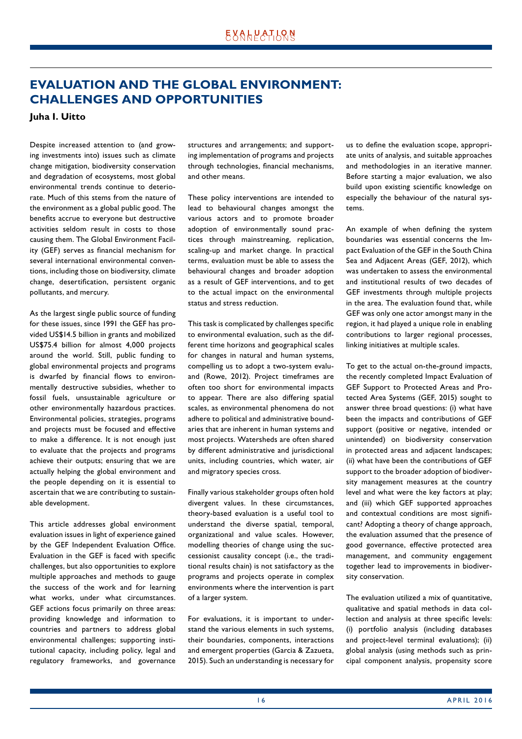## EVALUATION AND THE GLOBAL ENVIRONMENT: CHALLENGES AND OPPORTUNITIES

**Juha I. Uitto**

Despite increased attention to (and growing investments into) issues such as climate change mitigation, biodiversity conservation and degradation of ecosystems, most global environmental trends continue to deteriorate. Much of this stems from the nature of the environment as a global public good. The benefits accrue to everyone but destructive activities seldom result in costs to those causing them. The Global Environment Facility (GEF) serves as financial mechanism for several international environmental conventions, including those on biodiversity, climate change, desertification, persistent organic pollutants, and mercury.

As the largest single public source of funding for these issues, since 1991 the GEF has provided US$14.5 billion in grants and mobilized US$75.4 billion for almost 4,000 projects around the world. Still, public funding to global environmental projects and programs is dwarfed by financial flows to environmentally destructive subsidies, whether to fossil fuels, unsustainable agriculture or other environmentally hazardous practices. Environmental policies, strategies, programs and projects must be focused and effective to make a difference. It is not enough just to evaluate that the projects and programs achieve their outputs; ensuring that we are actually helping the global environment and the people depending on it is essential to ascertain that we are contributing to sustainable development.

This article addresses global environment evaluation issues in light of experience gained by the GEF Independent Evaluation Office. Evaluation in the GEF is faced with specific challenges, but also opportunities to explore multiple approaches and methods to gauge the success of the work and for learning what works, under what circumstances. GEF actions focus primarily on three areas: providing knowledge and information to countries and partners to address global environmental challenges; supporting institutional capacity, including policy, legal and regulatory frameworks, and governance structures and arrangements; and supporting implementation of programs and projects through technologies, financial mechanisms, and other means.

These policy interventions are intended to lead to behavioural changes amongst the various actors and to promote broader adoption of environmentally sound practices through mainstreaming, replication, scaling-up and market change. In practical terms, evaluation must be able to assess the behavioural changes and broader adoption as a result of GEF interventions, and to get to the actual impact on the environmental status and stress reduction.

This task is complicated by challenges specific to environmental evaluation, such as the different time horizons and geographical scales for changes in natural and human systems, compelling us to adopt a two-system evaluand (Rowe, 2012). Project timeframes are often too short for environmental impacts to appear. There are also differing spatial scales, as environmental phenomena do not adhere to political and administrative boundaries that are inherent in human systems and most projects. Watersheds are often shared by different administrative and jurisdictional units, including countries, which water, air and migratory species cross.

Finally various stakeholder groups often hold divergent values. In these circumstances, theory-based evaluation is a useful tool to understand the diverse spatial, temporal, organizational and value scales. However, modelling theories of change using the successionist causality concept (i.e., the traditional results chain) is not satisfactory as the programs and projects operate in complex environments where the intervention is part of a larger system.

For evaluations, it is important to understand the various elements in such systems, their boundaries, components, interactions and emergent properties (Garcia & Zazueta, 2015). Such an understanding is necessary for us to define the evaluation scope, appropriate units of analysis, and suitable approaches and methodologies in an iterative manner. Before starting a major evaluation, we also build upon existing scientific knowledge on especially the behaviour of the natural systems.

An example of when defining the system boundaries was essential concerns the Impact Evaluation of the GEF in the South China Sea and Adjacent Areas (GEF, 2012), which was undertaken to assess the environmental and institutional results of two decades of GEF investments through multiple projects in the area. The evaluation found that, while GEF was only one actor amongst many in the region, it had played a unique role in enabling contributions to larger regional processes, linking initiatives at multiple scales.

To get to the actual on-the-ground impacts, the recently completed Impact Evaluation of GEF Support to Protected Areas and Protected Area Systems (GEF, 2015) sought to answer three broad questions: (i) what have been the impacts and contributions of GEF support (positive or negative, intended or unintended) on biodiversity conservation in protected areas and adjacent landscapes; (ii) what have been the contributions of GEF support to the broader adoption of biodiversity management measures at the country level and what were the key factors at play; and (iii) which GEF supported approaches and contextual conditions are most significant? Adopting a theory of change approach, the evaluation assumed that the presence of good governance, effective protected area management, and community engagement together lead to improvements in biodiversity conservation.

The evaluation utilized a mix of quantitative, qualitative and spatial methods in data collection and analysis at three specific levels: (i) portfolio analysis (including databases and project-level terminal evaluations); (ii) global analysis (using methods such as principal component analysis, propensity score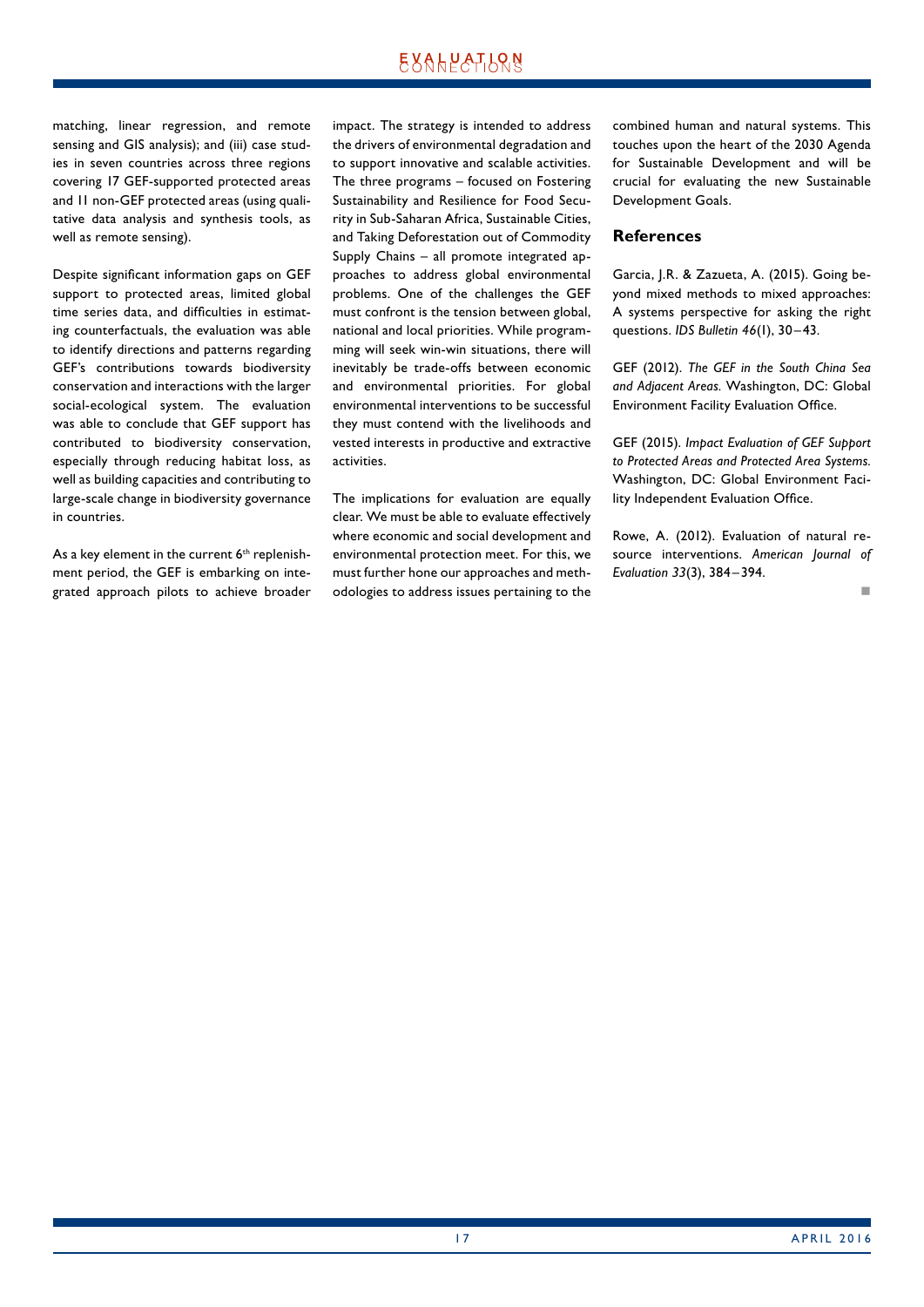matching, linear regression, and remote sensing and GIS analysis); and (iii) case studies in seven countries across three regions covering 17 GEF-supported protected areas and 11 non-GEF protected areas (using qualitative data analysis and synthesis tools, as well as remote sensing).

Despite significant information gaps on GEF support to protected areas, limited global time series data, and difficulties in estimating counterfactuals, the evaluation was able to identify directions and patterns regarding GEF's contributions towards biodiversity conservation and interactions with the larger social-ecological system. The evaluation was able to conclude that GEF support has contributed to biodiversity conservation, especially through reducing habitat loss, as well as building capacities and contributing to large-scale change in biodiversity governance in countries.

As a key element in the current 6th replenishment period, the GEF is embarking on integrated approach pilots to achieve broader impact. The strategy is intended to address the drivers of environmental degradation and to support innovative and scalable activities. The three programs – focused on Fostering Sustainability and Resilience for Food Security in Sub-Saharan Africa, Sustainable Cities, and Taking Deforestation out of Commodity Supply Chains – all promote integrated approaches to address global environmental problems. One of the challenges the GEF must confront is the tension between global, national and local priorities. While programming will seek win-win situations, there will inevitably be trade-offs between economic and environmental priorities. For global environmental interventions to be successful they must contend with the livelihoods and vested interests in productive and extractive activities.

The implications for evaluation are equally clear. We must be able to evaluate effectively where economic and social development and environmental protection meet. For this, we must further hone our approaches and methodologies to address issues pertaining to the combined human and natural systems. This touches upon the heart of the 2030 Agenda for Sustainable Development and will be crucial for evaluating the new Sustainable Development Goals.

## References

Garcia, J.R. & Zazueta, A. (2015). Going beyond mixed methods to mixed approaches: A systems perspective for asking the right questions. *IDS Bulletin 46*(1), 30–43.

GEF (2012). *The GEF in the South China Sea and Adjacent Areas.* Washington, DC: Global Environment Facility Evaluation Office.

GEF (2015). *Impact Evaluation of GEF Support to Protected Areas and Protected Area Systems.* Washington, DC: Global Environment Facility Independent Evaluation Office.

Rowe, A. (2012). Evaluation of natural resource interventions. *American Journal of Evaluation 33*(3), 384–394.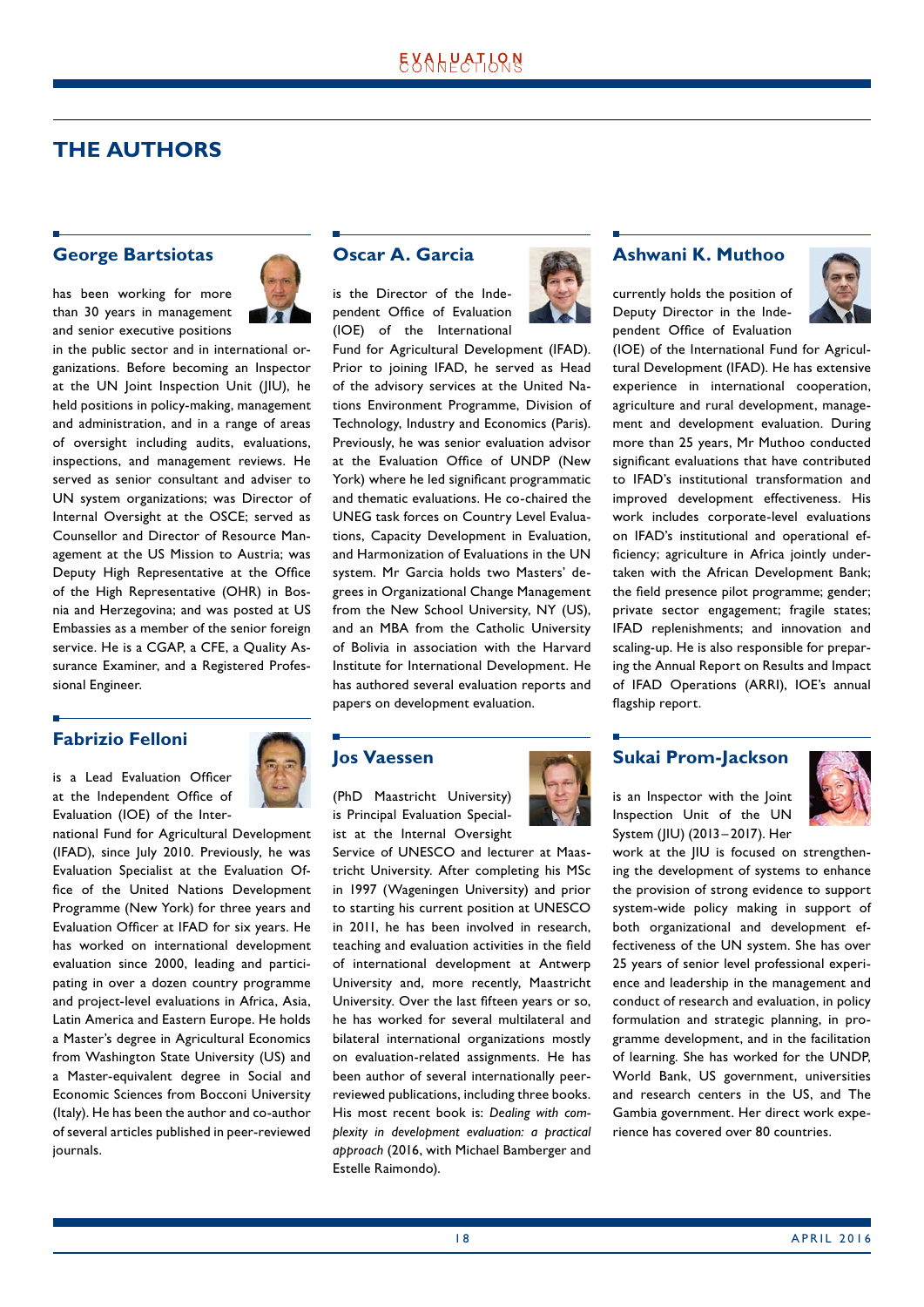# THE AUTHORS

## George Bartsiotas

has been working for more than 30 years in management and senior executive positions in the public sector and in international organizations. Before becoming an Inspector at the UN Joint Inspection Unit (JIU), he held positions in policy-making, management and administration, and in a range of areas of oversight including audits, evaluations, inspections, and management reviews. He served as senior consultant and adviser to UN system organizations; was Director of Internal Oversight at the OSCE; served as Counsellor and Director of Resource Management at the US Mission to Austria; was Deputy High Representative at the Office of the High Representative (OHR) in Bosnia and Herzegovina; and was posted at US Embassies as a member of the senior foreign service. He is a CGAP, a CFE, a Quality Assurance Examiner, and a Registered Professional Engineer.

## Fabrizio Felloni

is a Lead Evaluation Officer at the Independent Office of Evaluation (IOE) of the International Fund for Agricultural Development (IFAD), since July 2010. Previously, he was Evaluation Specialist at the Evaluation Office of the United Nations Development Programme (New York) for three years and Evaluation Officer at IFAD for six years. He has worked on international development evaluation since 2000, leading and participating in over a dozen country programme and project-level evaluations in Africa, Asia, Latin America and Eastern Europe. He holds a Master's degree in Agricultural Economics from Washington State University (US) and a Master-equivalent degree in Social and Economic Sciences from Bocconi University (Italy). He has been the author and co-author of several articles published in peer-reviewed journals.

## Oscar A. Garcia

is the Director of the Independent Office of Evaluation (IOE) of the International Fund for Agricultural Development (IFAD). Prior to joining IFAD, he served as Head of the advisory services at the United Nations Environment Programme, Division of Technology, Industry and Economics (Paris). Previously, he was senior evaluation advisor at the Evaluation Office of UNDP (New York) where he led significant programmatic and thematic evaluations. He co-chaired the UNEG task forces on Country Level Evaluations, Capacity Development in Evaluation, and Harmonization of Evaluations in the UN system. Mr Garcia holds two Masters' degrees in Organizational Change Management from the New School University, NY (US), and an MBA from the Catholic University of Bolivia in association with the Harvard Institute for International Development. He has authored several evaluation reports and papers on development evaluation.

## Jos Vaessen

(PhD Maastricht University) is Principal Evaluation Specialist at the Internal Oversight Service of UNESCO and lecturer at Maastricht University. After completing his MSc in 1997 (Wageningen University) and prior to starting his current position at UNESCO in 2011, he has been involved in research, teaching and evaluation activities in the field of international development at Antwerp University and, more recently, Maastricht University. Over the last fifteen years or so, he has worked for several multilateral and bilateral international organizations mostly on evaluation-related assignments. He has been author of several internationally peer-reviewed publications, including three books. His most recent book is: *Dealing with complexity in development evaluation: a practical approach* (2016, with Michael Bamberger and Estelle Raimondo).

## Ashwani K. Muthoo

currently holds the position of Deputy Director in the Independent Office of Evaluation (IOE) of the International Fund for Agricultural Development (IFAD). He has extensive experience in international cooperation, agriculture and rural development, management and development evaluation. During more than 25 years, Mr Muthoo conducted significant evaluations that have contributed to IFAD's institutional transformation and improved development effectiveness. His work includes corporate-level evaluations on IFAD's institutional and operational efficiency; agriculture in Africa jointly undertaken with the African Development Bank; the field presence pilot programme; gender; private sector engagement; fragile states; IFAD replenishments; and innovation and scaling-up. He is also responsible for preparing the Annual Report on Results and Impact of IFAD Operations (ARRI), IOE's annual flagship report.

## Sukai Prom-Jackson

is an Inspector with the Joint Inspection Unit of the UN System (JIU) (2013–2017). Her work at the JIU is focused on strengthening the development of systems to enhance the provision of strong evidence to support system-wide policy making in support of both organizational and development effectiveness of the UN system. She has over 25 years of senior level professional experience and leadership in the management and conduct of research and evaluation, in policy formulation and strategic planning, in programme development, and in the facilitation of learning. She has worked for the UNDP, World Bank, US government, universities and research centers in the US, and The Gambia government. Her direct work experience has covered over 80 countries.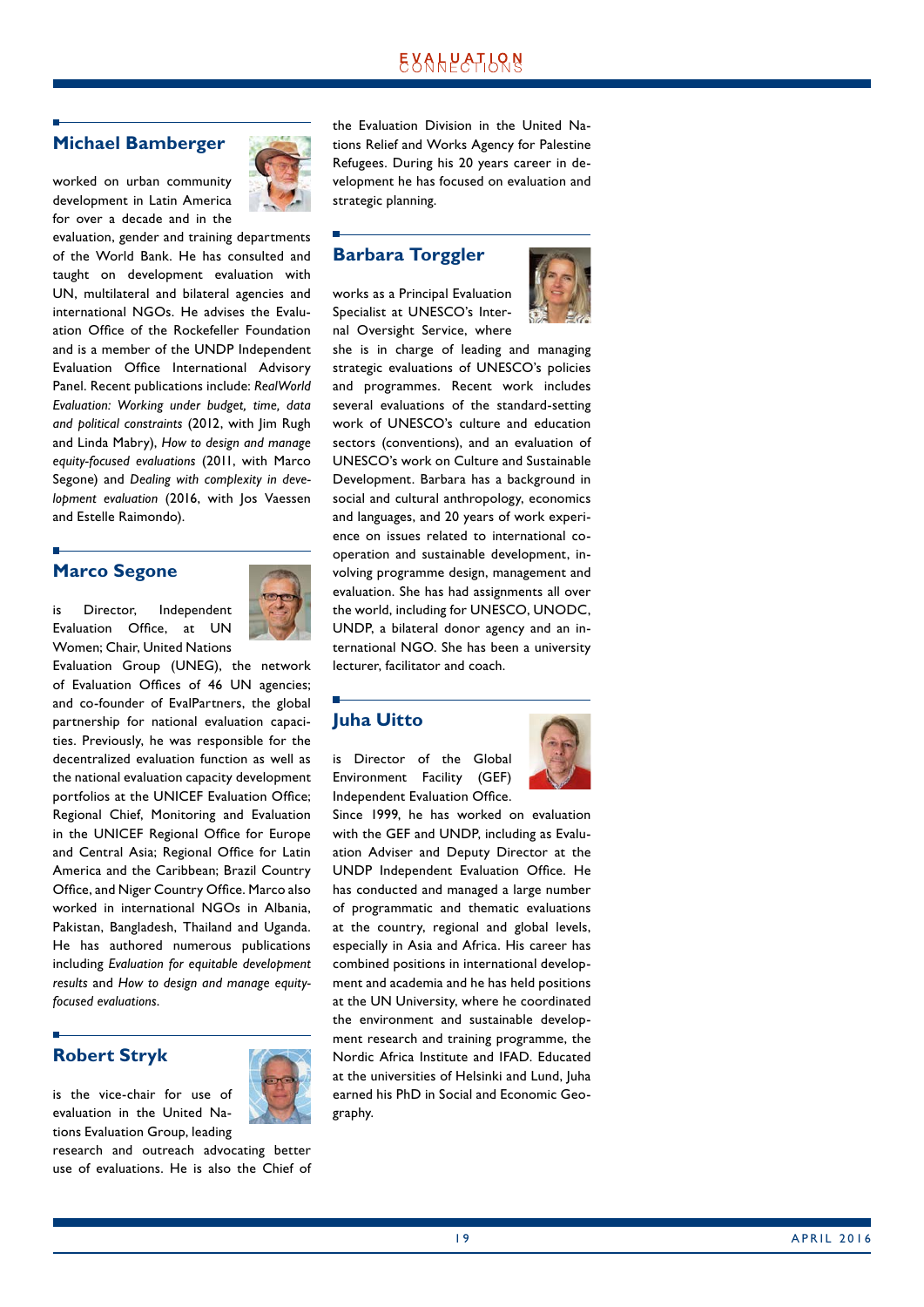## Michael Bamberger

worked on urban community development in Latin America for over a decade and in the evaluation, gender and training departments of the World Bank. He has consulted and taught on development evaluation with UN, multilateral and bilateral agencies and international NGOs. He advises the Evaluation Office of the Rockefeller Foundation and is a member of the UNDP Independent Evaluation Office International Advisory Panel. Recent publications include: *RealWorld Evaluation: Working under budget, time, data and political constraints* (2012, with Jim Rugh and Linda Mabry), *How to design and manage equity-focused evaluations* (2011, with Marco Segone) and *Dealing with complexity in development evaluation* (2016, with Jos Vaessen and Estelle Raimondo).

## Marco Segone

is Director, Independent Evaluation Office, at UN Women; Chair, United Nations Evaluation Group (UNEG), the network of Evaluation Offices of 46 UN agencies; and co-founder of EvalPartners, the global partnership for national evaluation capacities. Previously, he was responsible for the decentralized evaluation function as well as the national evaluation capacity development portfolios at the UNICEF Evaluation Office; Regional Chief, Monitoring and Evaluation in the UNICEF Regional Office for Europe and Central Asia; Regional Office for Latin America and the Caribbean; Brazil Country Office, and Niger Country Office. Marco also worked in international NGOs in Albania, Pakistan, Bangladesh, Thailand and Uganda. He has authored numerous publications including *Evaluation for equitable development results* and *How to design and manage equity-focused evaluations*.

## Robert Stryk

is the vice-chair for use of evaluation in the United Nations Evaluation Group, leading research and outreach advocating better use of evaluations. He is also the Chief of the Evaluation Division in the United Nations Relief and Works Agency for Palestine Refugees. During his 20 years career in development he has focused on evaluation and strategic planning.

## Barbara Torggler

works as a Principal Evaluation Specialist at UNESCO's Internal Oversight Service, where she is in charge of leading and managing strategic evaluations of UNESCO's policies and programmes. Recent work includes several evaluations of the standard-setting work of UNESCO's culture and education sectors (conventions), and an evaluation of UNESCO's work on Culture and Sustainable Development. Barbara has a background in social and cultural anthropology, economics and languages, and 20 years of work experience on issues related to international cooperation and sustainable development, involving programme design, management and evaluation. She has had assignments all over the world, including for UNESCO, UNODC, UNDP, a bilateral donor agency and an international NGO. She has been a university lecturer, facilitator and coach.

## Juha Uitto

is Director of the Global Environment Facility (GEF) Independent Evaluation Office. Since 1999, he has worked on evaluation with the GEF and UNDP, including as Evaluation Adviser and Deputy Director at the UNDP Independent Evaluation Office. He has conducted and managed a large number of programmatic and thematic evaluations at the country, regional and global levels, especially in Asia and Africa. His career has combined positions in international development and academia and he has held positions at the UN University, where he coordinated the environment and sustainable development research and training programme, the Nordic Africa Institute and IFAD. Educated at the universities of Helsinki and Lund, Juha earned his PhD in Social and Economic Geography.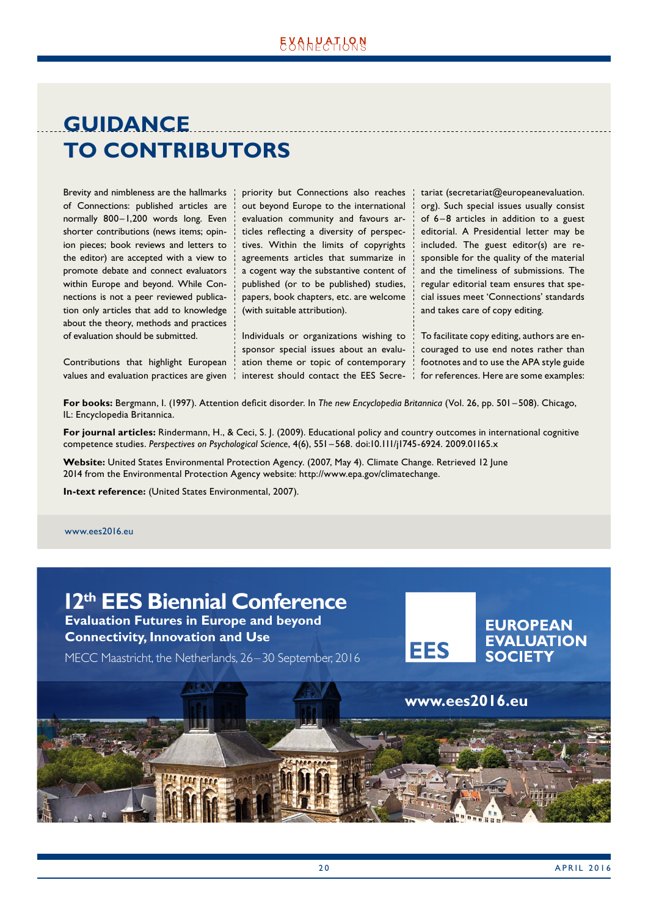# GUIDANCE TO CONTRIBUTORS

Brevity and nimbleness are the hallmarks of Connections: published articles are normally 800–1,200 words long. Even shorter contributions (news items; opinion pieces; book reviews and letters to the editor) are accepted with a view to promote debate and connect evaluators within Europe and beyond. While Connections is not a peer reviewed publication only articles that add to knowledge about the theory, methods and practices of evaluation should be submitted.

Contributions that highlight European values and evaluation practices are given priority but Connections also reaches out beyond Europe to the international evaluation community and favours articles reflecting a diversity of perspectives. Within the limits of copyrights agreements articles that summarize in a cogent way the substantive content of published (or to be published) studies, papers, book chapters, etc. are welcome (with suitable attribution).

Individuals or organizations wishing to sponsor special issues about an evaluation theme or topic of contemporary interest should contact the EES Secretariat (secretariat@europeanevaluation.org). Such special issues usually consist of 6–8 articles in addition to a guest editorial. A Presidential letter may be included. The guest editor(s) are responsible for the quality of the material and the timeliness of submissions. The regular editorial team ensures that special issues meet 'Connections' standards and takes care of copy editing.

To facilitate copy editing, authors are encouraged to use end notes rather than footnotes and to use the APA style guide for references. Here are some examples:

**For books:** Bergmann, I. (1997). Attention deficit disorder. In *The new Encyclopedia Britannica* (Vol. 26, pp. 501–508). Chicago, IL: Encyclopedia Britannica.

**For journal articles:** Rindermann, H., & Ceci, S. J. (2009). Educational policy and country outcomes in international cognitive competence studies. *Perspectives on Psychological Science*, 4(6), 551–568. doi:10.111/j1745-6924. 2009.01165.x

**Website:** United States Environmental Protection Agency. (2007, May 4). Climate Change. Retrieved 12 June 2014 from the Environmental Protection Agency website: http://www.epa.gov/climatechange.

**In-text reference:** (United States Environmental, 2007).

www.ees2016.eu

## 12th EES Biennial Conference

**Evaluation Futures in Europe and beyond**
**Connectivity, Innovation and Use**

MECC Maastricht, the Netherlands, 26–30 September, 2016

EES
EUROPEAN EVALUATION SOCIETY

**www.ees2016.eu**